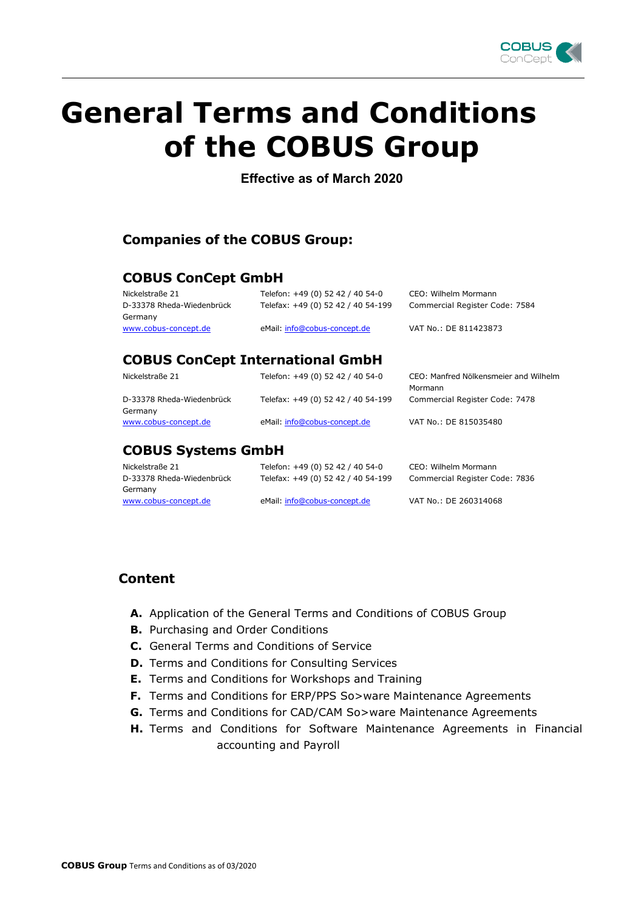# General Terms and Conditions of the COBUS Group

**Effective as of March 2020**

## Companies of the COBUS Group:

### COBUS ConCept GmbH

Nickelstraße 21
D-33378 Rheda-Wiedenbrück
Germany
www.cobus-concept.de

Telefon: +49 (0) 52 42 / 40 54-0
Telefax: +49 (0) 52 42 / 40 54-199
eMail: info@cobus-concept.de

CEO: Wilhelm Mormann
Commercial Register Code: 7584
VAT No.: DE 811423873

### COBUS ConCept International GmbH

Nickelstraße 21
D-33378 Rheda-Wiedenbrück
Germany
www.cobus-concept.de

Telefon: +49 (0) 52 42 / 40 54-0
Telefax: +49 (0) 52 42 / 40 54-199
eMail: info@cobus-concept.de

CEO: Manfred Nölkensmeier and Wilhelm Mormann
Commercial Register Code: 7478
VAT No.: DE 815035480

### COBUS Systems GmbH

Nickelstraße 21
D-33378 Rheda-Wiedenbrück
Germany
www.cobus-concept.de

Telefon: +49 (0) 52 42 / 40 54-0
Telefax: +49 (0) 52 42 / 40 54-199
eMail: info@cobus-concept.de

CEO: Wilhelm Mormann
Commercial Register Code: 7836
VAT No.: DE 260314068

## Content

**A.** Application of the General Terms and Conditions of COBUS Group
**B.** Purchasing and Order Conditions
**C.** General Terms and Conditions of Service
**D.** Terms and Conditions for Consulting Services
**E.** Terms and Conditions for Workshops and Training
**F.** Terms and Conditions for ERP/PPS So>ware Maintenance Agreements
**G.** Terms and Conditions for CAD/CAM So>ware Maintenance Agreements
**H.** Terms and Conditions for Software Maintenance Agreements in Financial accounting and Payroll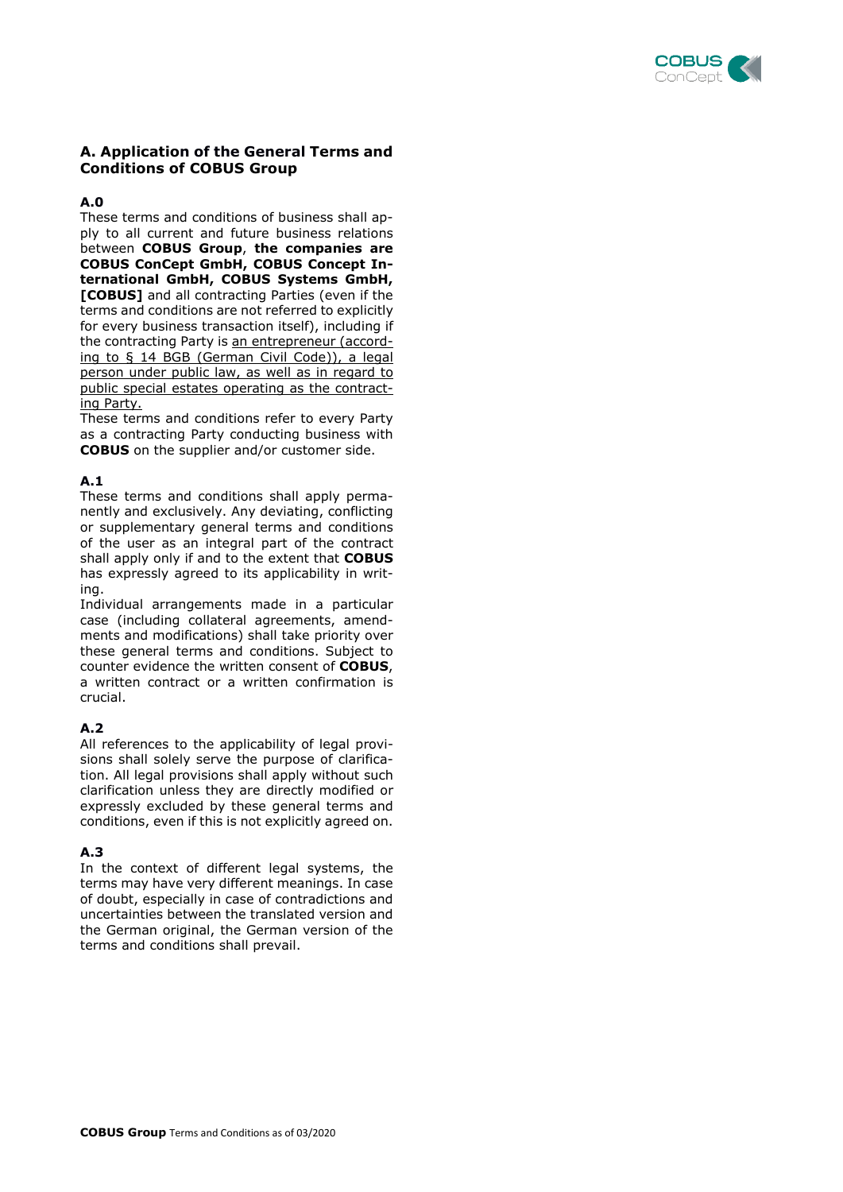## A. Application of the General Terms and Conditions of COBUS Group

### A.0

These terms and conditions of business shall apply to all current and future business relations between **COBUS Group**, **the companies are COBUS ConCept GmbH, COBUS Concept International GmbH, COBUS Systems GmbH, [COBUS]** and all contracting Parties (even if the terms and conditions are not referred to explicitly for every business transaction itself), including if the contracting Party is <u>an entrepreneur (according to § 14 BGB (German Civil Code)), a legal person under public law, as well as in regard to public special estates operating as the contracting Party.</u>

These terms and conditions refer to every Party as a contracting Party conducting business with **COBUS** on the supplier and/or customer side.

### A.1

These terms and conditions shall apply permanently and exclusively. Any deviating, conflicting or supplementary general terms and conditions of the user as an integral part of the contract shall apply only if and to the extent that **COBUS** has expressly agreed to its applicability in writing.

Individual arrangements made in a particular case (including collateral agreements, amendments and modifications) shall take priority over these general terms and conditions. Subject to counter evidence the written consent of **COBUS**, a written contract or a written confirmation is crucial.

### A.2

All references to the applicability of legal provisions shall solely serve the purpose of clarification. All legal provisions shall apply without such clarification unless they are directly modified or expressly excluded by these general terms and conditions, even if this is not explicitly agreed on.

### A.3

In the context of different legal systems, the terms may have very different meanings. In case of doubt, especially in case of contradictions and uncertainties between the translated version and the German original, the German version of the terms and conditions shall prevail.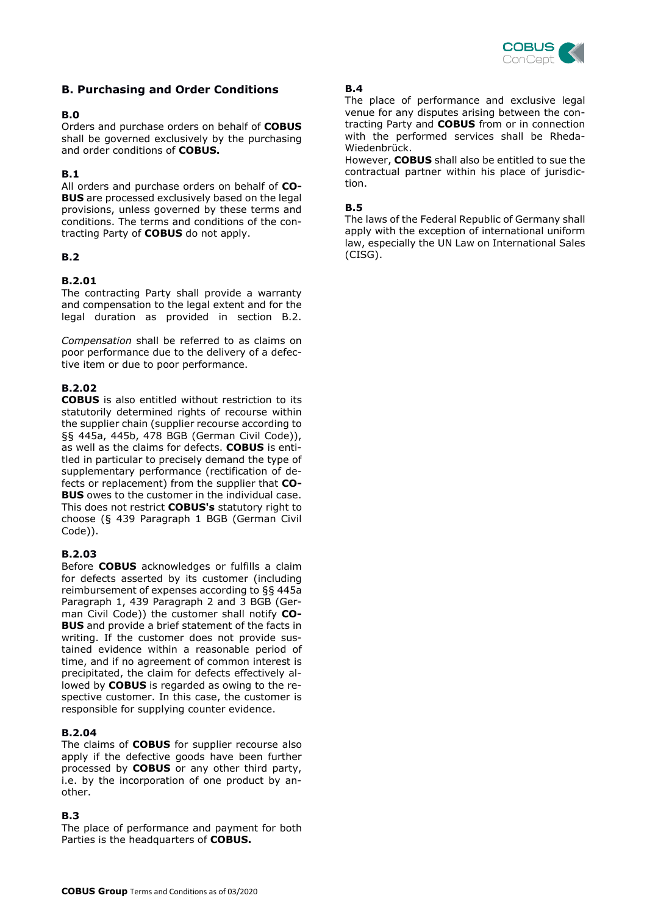## B. Purchasing and Order Conditions

### B.0

Orders and purchase orders on behalf of **COBUS** shall be governed exclusively by the purchasing and order conditions of **COBUS.**

### B.1

All orders and purchase orders on behalf of **COBUS** are processed exclusively based on the legal provisions, unless governed by these terms and conditions. The terms and conditions of the contracting Party of **COBUS** do not apply.

### B.2

#### B.2.01

The contracting Party shall provide a warranty and compensation to the legal extent and for the legal duration as provided in section B.2.

*Compensation* shall be referred to as claims on poor performance due to the delivery of a defective item or due to poor performance.

#### B.2.02

**COBUS** is also entitled without restriction to its statutorily determined rights of recourse within the supplier chain (supplier recourse according to §§ 445a, 445b, 478 BGB (German Civil Code)), as well as the claims for defects. **COBUS** is entitled in particular to precisely demand the type of supplementary performance (rectification of defects or replacement) from the supplier that **COBUS** owes to the customer in the individual case. This does not restrict **COBUS's** statutory right to choose (§ 439 Paragraph 1 BGB (German Civil Code)).

#### B.2.03

Before **COBUS** acknowledges or fulfills a claim for defects asserted by its customer (including reimbursement of expenses according to §§ 445a Paragraph 1, 439 Paragraph 2 and 3 BGB (German Civil Code)) the customer shall notify **COBUS** and provide a brief statement of the facts in writing. If the customer does not provide sustained evidence within a reasonable period of time, and if no agreement of common interest is precipitated, the claim for defects effectively allowed by **COBUS** is regarded as owing to the respective customer. In this case, the customer is responsible for supplying counter evidence.

#### B.2.04

The claims of **COBUS** for supplier recourse also apply if the defective goods have been further processed by **COBUS** or any other third party, i.e. by the incorporation of one product by another.

### B.3

The place of performance and payment for both Parties is the headquarters of **COBUS.**

### B.4

The place of performance and exclusive legal venue for any disputes arising between the contracting Party and **COBUS** from or in connection with the performed services shall be Rheda-Wiedenbrück.

However, **COBUS** shall also be entitled to sue the contractual partner within his place of jurisdiction.

### B.5

The laws of the Federal Republic of Germany shall apply with the exception of international uniform law, especially the UN Law on International Sales (CISG).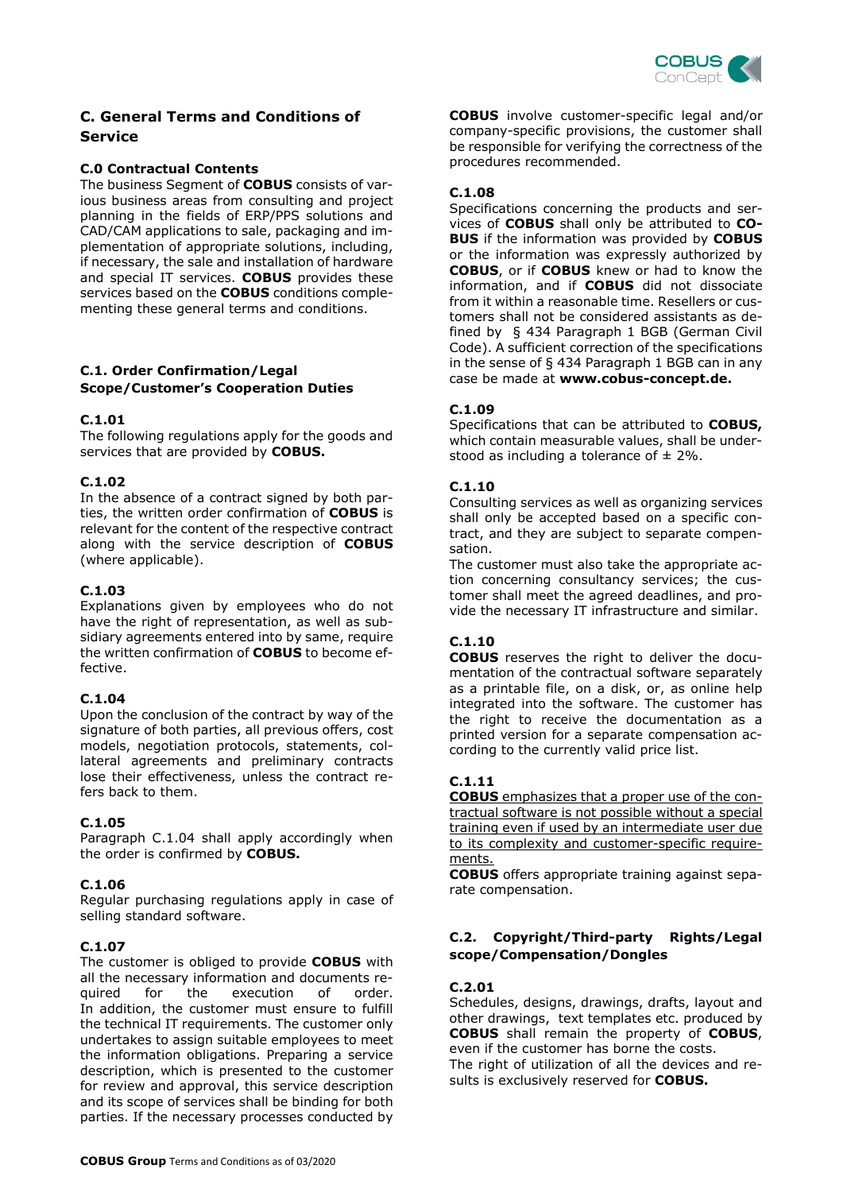## C. General Terms and Conditions of Service

### C.0 Contractual Contents

The business Segment of **COBUS** consists of various business areas from consulting and project planning in the fields of ERP/PPS solutions and CAD/CAM applications to sale, packaging and implementation of appropriate solutions, including, if necessary, the sale and installation of hardware and special IT services. **COBUS** provides these services based on the **COBUS** conditions complementing these general terms and conditions.

### C.1. Order Confirmation/Legal Scope/Customer's Cooperation Duties

#### C.1.01

The following regulations apply for the goods and services that are provided by **COBUS.**

#### C.1.02

In the absence of a contract signed by both parties, the written order confirmation of **COBUS** is relevant for the content of the respective contract along with the service description of **COBUS** (where applicable).

#### C.1.03

Explanations given by employees who do not have the right of representation, as well as subsidiary agreements entered into by same, require the written confirmation of **COBUS** to become effective.

#### C.1.04

Upon the conclusion of the contract by way of the signature of both parties, all previous offers, cost models, negotiation protocols, statements, collateral agreements and preliminary contracts lose their effectiveness, unless the contract refers back to them.

#### C.1.05

Paragraph C.1.04 shall apply accordingly when the order is confirmed by **COBUS.**

#### C.1.06

Regular purchasing regulations apply in case of selling standard software.

#### C.1.07

The customer is obliged to provide **COBUS** with all the necessary information and documents required for the execution of order. In addition, the customer must ensure to fulfill the technical IT requirements. The customer only undertakes to assign suitable employees to meet the information obligations. Preparing a service description, which is presented to the customer for review and approval, this service description and its scope of services shall be binding for both parties. If the necessary processes conducted by **COBUS** involve customer-specific legal and/or company-specific provisions, the customer shall be responsible for verifying the correctness of the procedures recommended.

#### C.1.08

Specifications concerning the products and services of **COBUS** shall only be attributed to **COBUS** if the information was provided by **COBUS** or the information was expressly authorized by **COBUS**, or if **COBUS** knew or had to know the information, and if **COBUS** did not dissociate from it within a reasonable time. Resellers or customers shall not be considered assistants as defined by § 434 Paragraph 1 BGB (German Civil Code). A sufficient correction of the specifications in the sense of § 434 Paragraph 1 BGB can in any case be made at **www.cobus-concept.de.**

#### C.1.09

Specifications that can be attributed to **COBUS,** which contain measurable values, shall be understood as including a tolerance of ± 2%.

#### C.1.10

Consulting services as well as organizing services shall only be accepted based on a specific contract, and they are subject to separate compensation.

The customer must also take the appropriate action concerning consultancy services; the customer shall meet the agreed deadlines, and provide the necessary IT infrastructure and similar.

#### C.1.10

**COBUS** reserves the right to deliver the documentation of the contractual software separately as a printable file, on a disk, or, as online help integrated into the software. The customer has the right to receive the documentation as a printed version for a separate compensation according to the currently valid price list.

#### C.1.11

<u>**COBUS** emphasizes that a proper use of the contractual software is not possible without a special training even if used by an intermediate user due to its complexity and customer-specific requirements.</u>

**COBUS** offers appropriate training against separate compensation.

### C.2. Copyright/Third-party Rights/Legal scope/Compensation/Dongles

#### C.2.01

Schedules, designs, drawings, drafts, layout and other drawings, text templates etc. produced by **COBUS** shall remain the property of **COBUS**, even if the customer has borne the costs.

The right of utilization of all the devices and results is exclusively reserved for **COBUS.**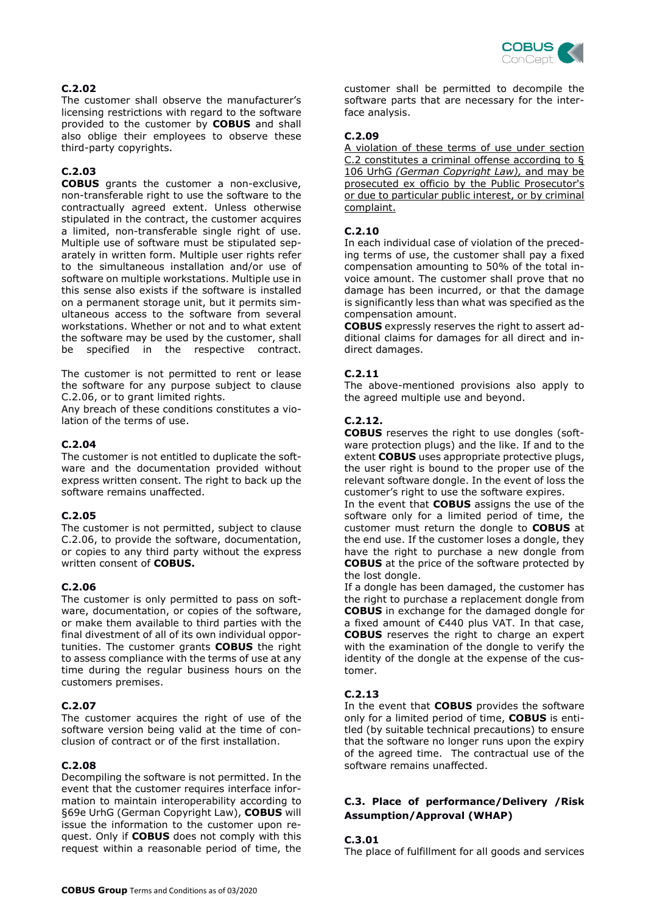### C.2.02

The customer shall observe the manufacturer's licensing restrictions with regard to the software provided to the customer by **COBUS** and shall also oblige their employees to observe these third-party copyrights.

### C.2.03

**COBUS** grants the customer a non-exclusive, non-transferable right to use the software to the contractually agreed extent. Unless otherwise stipulated in the contract, the customer acquires a limited, non-transferable single right of use. Multiple use of software must be stipulated separately in written form. Multiple user rights refer to the simultaneous installation and/or use of software on multiple workstations. Multiple use in this sense also exists if the software is installed on a permanent storage unit, but it permits simultaneous access to the software from several workstations. Whether or not and to what extent the software may be used by the customer, shall be specified in the respective contract.

The customer is not permitted to rent or lease the software for any purpose subject to clause C.2.06, or to grant limited rights.
Any breach of these conditions constitutes a violation of the terms of use.

### C.2.04

The customer is not entitled to duplicate the software and the documentation provided without express written consent. The right to back up the software remains unaffected.

### C.2.05

The customer is not permitted, subject to clause C.2.06, to provide the software, documentation, or copies to any third party without the express written consent of **COBUS.**

### C.2.06

The customer is only permitted to pass on software, documentation, or copies of the software, or make them available to third parties with the final divestment of all of its own individual opportunities. The customer grants **COBUS** the right to assess compliance with the terms of use at any time during the regular business hours on the customers premises.

### C.2.07

The customer acquires the right of use of the software version being valid at the time of conclusion of contract or of the first installation.

### C.2.08

Decompiling the software is not permitted. In the event that the customer requires interface information to maintain interoperability according to §69e UrhG (German Copyright Law), **COBUS** will issue the information to the customer upon request. Only if **COBUS** does not comply with this request within a reasonable period of time, the customer shall be permitted to decompile the software parts that are necessary for the interface analysis.

### C.2.09

<u>A violation of these terms of use under section C.2 constitutes a criminal offense according to § 106 UrhG *(German Copyright Law)*, and may be prosecuted ex officio by the Public Prosecutor's or due to particular public interest, or by criminal complaint.</u>

### C.2.10

In each individual case of violation of the preceding terms of use, the customer shall pay a fixed compensation amounting to 50% of the total invoice amount. The customer shall prove that no damage has been incurred, or that the damage is significantly less than what was specified as the compensation amount.
**COBUS** expressly reserves the right to assert additional claims for damages for all direct and indirect damages.

### C.2.11

The above-mentioned provisions also apply to the agreed multiple use and beyond.

### C.2.12.

**COBUS** reserves the right to use dongles (software protection plugs) and the like. If and to the extent **COBUS** uses appropriate protective plugs, the user right is bound to the proper use of the relevant software dongle. In the event of loss the customer's right to use the software expires.
In the event that **COBUS** assigns the use of the software only for a limited period of time, the customer must return the dongle to **COBUS** at the end use. If the customer loses a dongle, they have the right to purchase a new dongle from **COBUS** at the price of the software protected by the lost dongle.
If a dongle has been damaged, the customer has the right to purchase a replacement dongle from **COBUS** in exchange for the damaged dongle for a fixed amount of €440 plus VAT. In that case, **COBUS** reserves the right to charge an expert with the examination of the dongle to verify the identity of the dongle at the expense of the customer.

### C.2.13

In the event that **COBUS** provides the software only for a limited period of time, **COBUS** is entitled (by suitable technical precautions) to ensure that the software no longer runs upon the expiry of the agreed time. The contractual use of the software remains unaffected.

## C.3. Place of performance/Delivery /Risk Assumption/Approval (WHAP)

### C.3.01

The place of fulfillment for all goods and services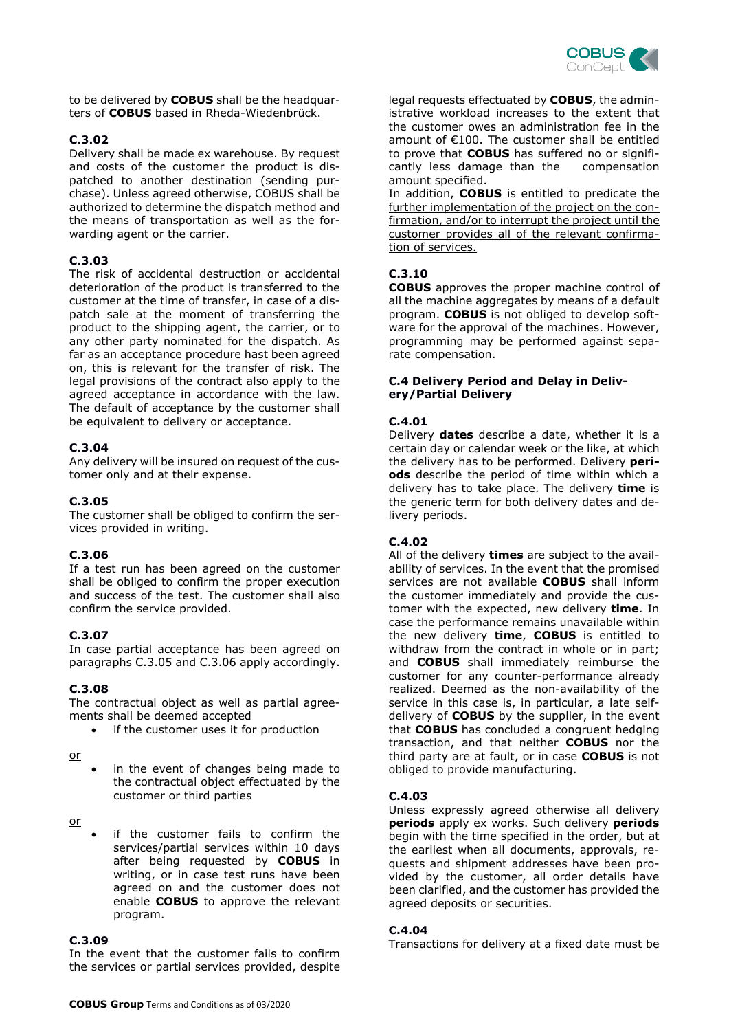to be delivered by **COBUS** shall be the headquarters of **COBUS** based in Rheda-Wiedenbrück.

**C.3.02**
Delivery shall be made ex warehouse. By request and costs of the customer the product is dispatched to another destination (sending purchase). Unless agreed otherwise, COBUS shall be authorized to determine the dispatch method and the means of transportation as well as the forwarding agent or the carrier.

**C.3.03**
The risk of accidental destruction or accidental deterioration of the product is transferred to the customer at the time of transfer, in case of a dispatch sale at the moment of transferring the product to the shipping agent, the carrier, or to any other party nominated for the dispatch. As far as an acceptance procedure hast been agreed on, this is relevant for the transfer of risk. The legal provisions of the contract also apply to the agreed acceptance in accordance with the law. The default of acceptance by the customer shall be equivalent to delivery or acceptance.

**C.3.04**
Any delivery will be insured on request of the customer only and at their expense.

**C.3.05**
The customer shall be obliged to confirm the services provided in writing.

**C.3.06**
If a test run has been agreed on the customer shall be obliged to confirm the proper execution and success of the test. The customer shall also confirm the service provided.

**C.3.07**
In case partial acceptance has been agreed on paragraphs C.3.05 and C.3.06 apply accordingly.

**C.3.08**
The contractual object as well as partial agreements shall be deemed accepted

- if the customer uses it for production

or

- in the event of changes being made to the contractual object effectuated by the customer or third parties

or

- if the customer fails to confirm the services/partial services within 10 days after being requested by **COBUS** in writing, or in case test runs have been agreed on and the customer does not enable **COBUS** to approve the relevant program.

**C.3.09**
In the event that the customer fails to confirm the services or partial services provided, despite legal requests effectuated by **COBUS**, the administrative workload increases to the extent that the customer owes an administration fee in the amount of €100. The customer shall be entitled to prove that **COBUS** has suffered no or significantly less damage than the compensation amount specified.
<u>In addition, **COBUS** is entitled to predicate the further implementation of the project on the confirmation, and/or to interrupt the project until the customer provides all of the relevant confirmation of services.</u>

**C.3.10**
**COBUS** approves the proper machine control of all the machine aggregates by means of a default program. **COBUS** is not obliged to develop software for the approval of the machines. However, programming may be performed against separate compensation.

**C.4 Delivery Period and Delay in Delivery/Partial Delivery**

**C.4.01**
Delivery **dates** describe a date, whether it is a certain day or calendar week or the like, at which the delivery has to be performed. Delivery **periods** describe the period of time within which a delivery has to take place. The delivery **time** is the generic term for both delivery dates and delivery periods.

**C.4.02**
All of the delivery **times** are subject to the availability of services. In the event that the promised services are not available **COBUS** shall inform the customer immediately and provide the customer with the expected, new delivery **time**. In case the performance remains unavailable within the new delivery **time**, **COBUS** is entitled to withdraw from the contract in whole or in part; and **COBUS** shall immediately reimburse the customer for any counter-performance already realized. Deemed as the non-availability of the service in this case is, in particular, a late self-delivery of **COBUS** by the supplier, in the event that **COBUS** has concluded a congruent hedging transaction, and that neither **COBUS** nor the third party are at fault, or in case **COBUS** is not obliged to provide manufacturing.

**C.4.03**
Unless expressly agreed otherwise all delivery **periods** apply ex works. Such delivery **periods** begin with the time specified in the order, but at the earliest when all documents, approvals, requests and shipment addresses have been provided by the customer, all order details have been clarified, and the customer has provided the agreed deposits or securities.

**C.4.04**
Transactions for delivery at a fixed date must be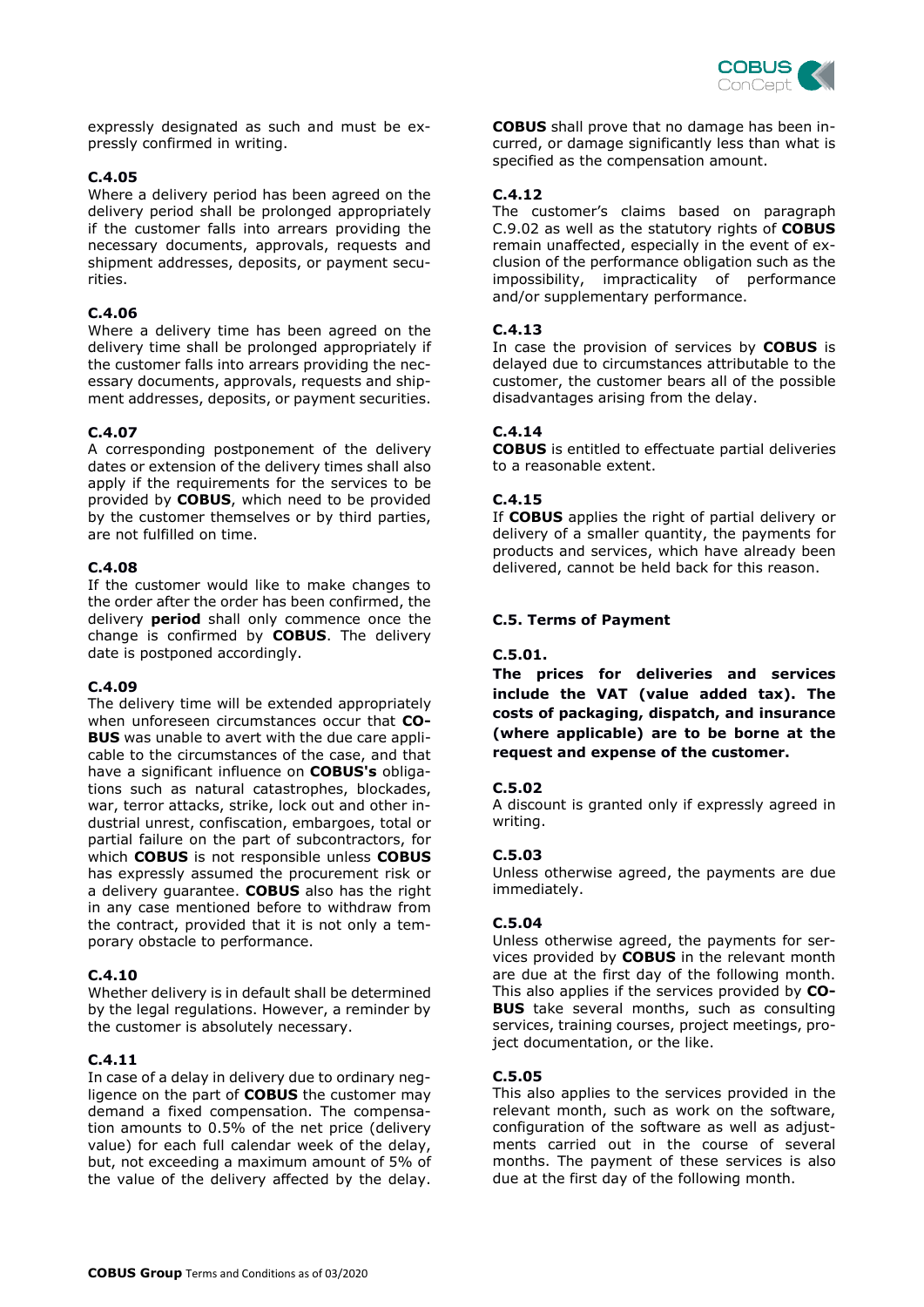expressly designated as such and must be expressly confirmed in writing.

### C.4.05

Where a delivery period has been agreed on the delivery period shall be prolonged appropriately if the customer falls into arrears providing the necessary documents, approvals, requests and shipment addresses, deposits, or payment securities.

### C.4.06

Where a delivery time has been agreed on the delivery time shall be prolonged appropriately if the customer falls into arrears providing the necessary documents, approvals, requests and shipment addresses, deposits, or payment securities.

### C.4.07

A corresponding postponement of the delivery dates or extension of the delivery times shall also apply if the requirements for the services to be provided by **COBUS**, which need to be provided by the customer themselves or by third parties, are not fulfilled on time.

### C.4.08

If the customer would like to make changes to the order after the order has been confirmed, the delivery **period** shall only commence once the change is confirmed by **COBUS**. The delivery date is postponed accordingly.

### C.4.09

The delivery time will be extended appropriately when unforeseen circumstances occur that **COBUS** was unable to avert with the due care applicable to the circumstances of the case, and that have a significant influence on **COBUS's** obligations such as natural catastrophes, blockades, war, terror attacks, strike, lock out and other industrial unrest, confiscation, embargoes, total or partial failure on the part of subcontractors, for which **COBUS** is not responsible unless **COBUS** has expressly assumed the procurement risk or a delivery guarantee. **COBUS** also has the right in any case mentioned before to withdraw from the contract, provided that it is not only a temporary obstacle to performance.

### C.4.10

Whether delivery is in default shall be determined by the legal regulations. However, a reminder by the customer is absolutely necessary.

### C.4.11

In case of a delay in delivery due to ordinary negligence on the part of **COBUS** the customer may demand a fixed compensation. The compensation amounts to 0.5% of the net price (delivery value) for each full calendar week of the delay, but, not exceeding a maximum amount of 5% of the value of the delivery affected by the delay. **COBUS** shall prove that no damage has been incurred, or damage significantly less than what is specified as the compensation amount.

### C.4.12

The customer's claims based on paragraph C.9.02 as well as the statutory rights of **COBUS** remain unaffected, especially in the event of exclusion of the performance obligation such as the impossibility, impracticality of performance and/or supplementary performance.

### C.4.13

In case the provision of services by **COBUS** is delayed due to circumstances attributable to the customer, the customer bears all of the possible disadvantages arising from the delay.

### C.4.14

**COBUS** is entitled to effectuate partial deliveries to a reasonable extent.

### C.4.15

If **COBUS** applies the right of partial delivery or delivery of a smaller quantity, the payments for products and services, which have already been delivered, cannot be held back for this reason.

## C.5. Terms of Payment

### C.5.01.

**The prices for deliveries and services include the VAT (value added tax). The costs of packaging, dispatch, and insurance (where applicable) are to be borne at the request and expense of the customer.**

### C.5.02

A discount is granted only if expressly agreed in writing.

### C.5.03

Unless otherwise agreed, the payments are due immediately.

### C.5.04

Unless otherwise agreed, the payments for services provided by **COBUS** in the relevant month are due at the first day of the following month. This also applies if the services provided by **COBUS** take several months, such as consulting services, training courses, project meetings, project documentation, or the like.

### C.5.05

This also applies to the services provided in the relevant month, such as work on the software, configuration of the software as well as adjustments carried out in the course of several months. The payment of these services is also due at the first day of the following month.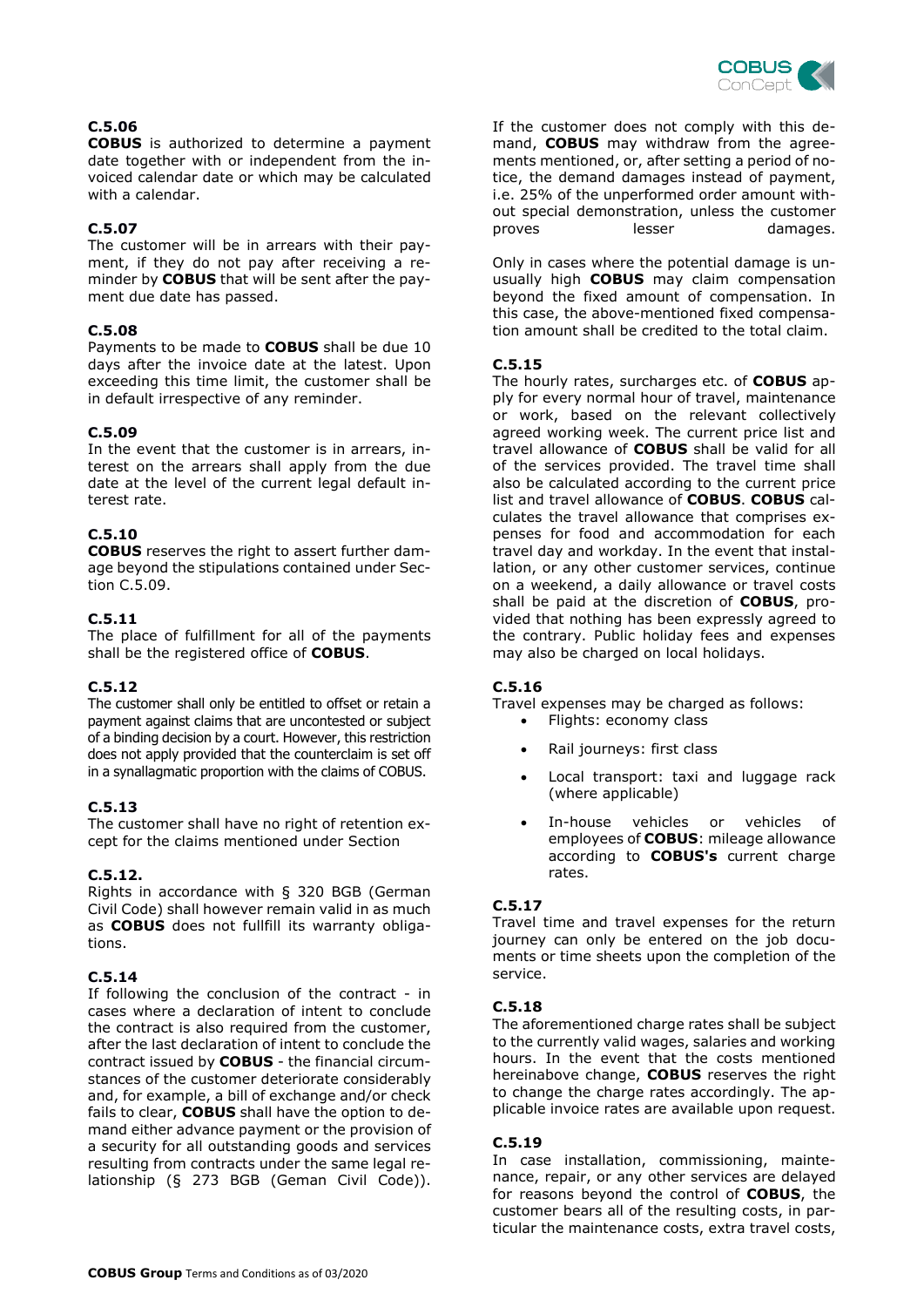### C.5.06

**COBUS** is authorized to determine a payment date together with or independent from the invoiced calendar date or which may be calculated with a calendar.

### C.5.07

The customer will be in arrears with their payment, if they do not pay after receiving a reminder by **COBUS** that will be sent after the payment due date has passed.

### C.5.08

Payments to be made to **COBUS** shall be due 10 days after the invoice date at the latest. Upon exceeding this time limit, the customer shall be in default irrespective of any reminder.

### C.5.09

In the event that the customer is in arrears, interest on the arrears shall apply from the due date at the level of the current legal default interest rate.

### C.5.10

**COBUS** reserves the right to assert further damage beyond the stipulations contained under Section C.5.09.

### C.5.11

The place of fulfillment for all of the payments shall be the registered office of **COBUS**.

### C.5.12

The customer shall only be entitled to offset or retain a payment against claims that are uncontested or subject of a binding decision by a court. However, this restriction does not apply provided that the counterclaim is set off in a synallagmatic proportion with the claims of COBUS.

### C.5.13

The customer shall have no right of retention except for the claims mentioned under Section

### C.5.12.

Rights in accordance with § 320 BGB (German Civil Code) shall however remain valid in as much as **COBUS** does not fullfill its warranty obligations.

### C.5.14

If following the conclusion of the contract - in cases where a declaration of intent to conclude the contract is also required from the customer, after the last declaration of intent to conclude the contract issued by **COBUS** - the financial circumstances of the customer deteriorate considerably and, for example, a bill of exchange and/or check fails to clear, **COBUS** shall have the option to demand either advance payment or the provision of a security for all outstanding goods and services resulting from contracts under the same legal relationship (§ 273 BGB (Geman Civil Code)). If the customer does not comply with this demand, **COBUS** may withdraw from the agreements mentioned, or, after setting a period of notice, the demand damages instead of payment, i.e. 25% of the unperformed order amount without special demonstration, unless the customer proves lesser damages.

Only in cases where the potential damage is unusually high **COBUS** may claim compensation beyond the fixed amount of compensation. In this case, the above-mentioned fixed compensation amount shall be credited to the total claim.

### C.5.15

The hourly rates, surcharges etc. of **COBUS** apply for every normal hour of travel, maintenance or work, based on the relevant collectively agreed working week. The current price list and travel allowance of **COBUS** shall be valid for all of the services provided. The travel time shall also be calculated according to the current price list and travel allowance of **COBUS**. **COBUS** calculates the travel allowance that comprises expenses for food and accommodation for each travel day and workday. In the event that installation, or any other customer services, continue on a weekend, a daily allowance or travel costs shall be paid at the discretion of **COBUS**, provided that nothing has been expressly agreed to the contrary. Public holiday fees and expenses may also be charged on local holidays.

### C.5.16

Travel expenses may be charged as follows:

- Flights: economy class
- Rail journeys: first class
- Local transport: taxi and luggage rack (where applicable)
- In-house vehicles or vehicles of employees of **COBUS**: mileage allowance according to **COBUS's** current charge rates.

### C.5.17

Travel time and travel expenses for the return journey can only be entered on the job documents or time sheets upon the completion of the service.

### C.5.18

The aforementioned charge rates shall be subject to the currently valid wages, salaries and working hours. In the event that the costs mentioned hereinabove change, **COBUS** reserves the right to change the charge rates accordingly. The applicable invoice rates are available upon request.

### C.5.19

In case installation, commissioning, maintenance, repair, or any other services are delayed for reasons beyond the control of **COBUS**, the customer bears all of the resulting costs, in particular the maintenance costs, extra travel costs,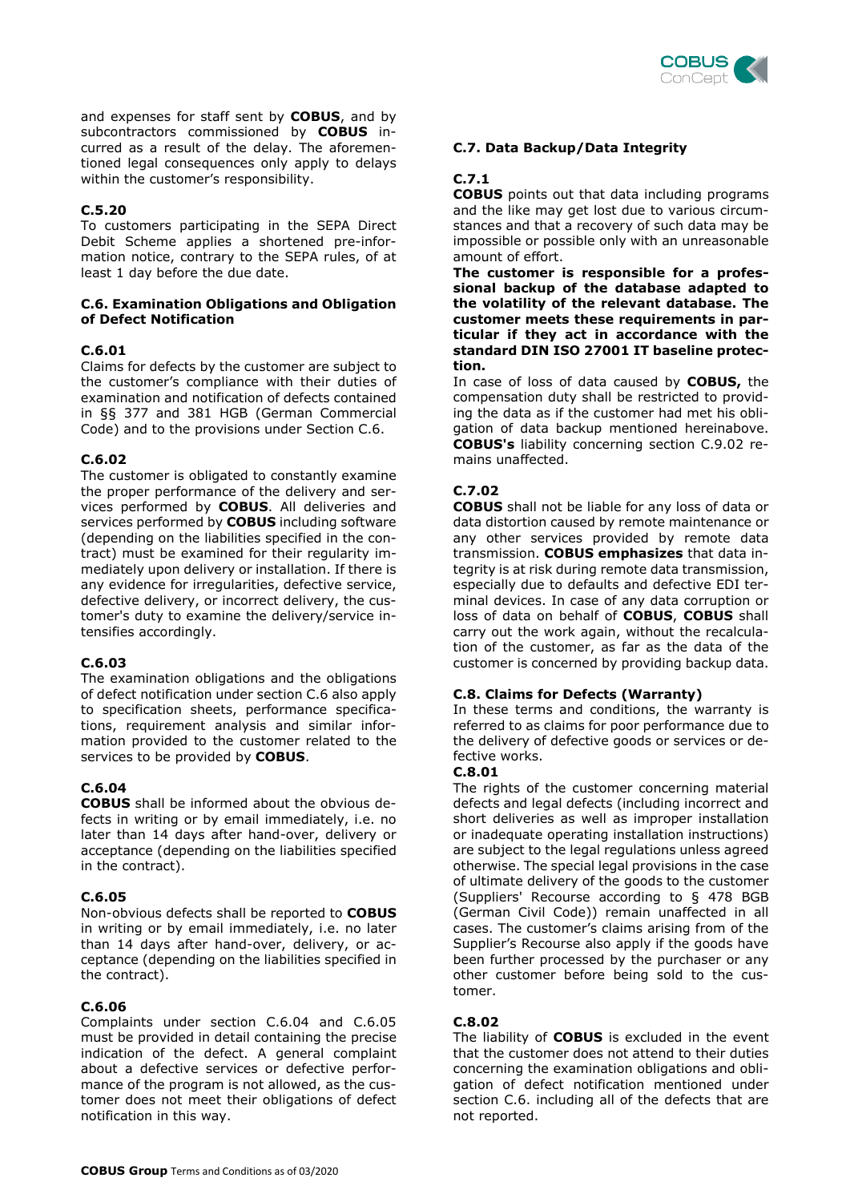and expenses for staff sent by **COBUS**, and by subcontractors commissioned by **COBUS** incurred as a result of the delay. The aforementioned legal consequences only apply to delays within the customer's responsibility.

**C.5.20**
To customers participating in the SEPA Direct Debit Scheme applies a shortened pre-information notice, contrary to the SEPA rules, of at least 1 day before the due date.

### C.6. Examination Obligations and Obligation of Defect Notification

**C.6.01**
Claims for defects by the customer are subject to the customer's compliance with their duties of examination and notification of defects contained in §§ 377 and 381 HGB (German Commercial Code) and to the provisions under Section C.6.

**C.6.02**
The customer is obligated to constantly examine the proper performance of the delivery and services performed by **COBUS**. All deliveries and services performed by **COBUS** including software (depending on the liabilities specified in the contract) must be examined for their regularity immediately upon delivery or installation. If there is any evidence for irregularities, defective service, defective delivery, or incorrect delivery, the customer's duty to examine the delivery/service intensifies accordingly.

**C.6.03**
The examination obligations and the obligations of defect notification under section C.6 also apply to specification sheets, performance specifications, requirement analysis and similar information provided to the customer related to the services to be provided by **COBUS**.

**C.6.04**
**COBUS** shall be informed about the obvious defects in writing or by email immediately, i.e. no later than 14 days after hand-over, delivery or acceptance (depending on the liabilities specified in the contract).

**C.6.05**
Non-obvious defects shall be reported to **COBUS** in writing or by email immediately, i.e. no later than 14 days after hand-over, delivery, or acceptance (depending on the liabilities specified in the contract).

**C.6.06**
Complaints under section C.6.04 and C.6.05 must be provided in detail containing the precise indication of the defect. A general complaint about a defective services or defective performance of the program is not allowed, as the customer does not meet their obligations of defect notification in this way.

### C.7. Data Backup/Data Integrity

**C.7.1**
**COBUS** points out that data including programs and the like may get lost due to various circumstances and that a recovery of such data may be impossible or possible only with an unreasonable amount of effort.
**The customer is responsible for a professional backup of the database adapted to the volatility of the relevant database. The customer meets these requirements in particular if they act in accordance with the standard DIN ISO 27001 IT baseline protection.**
In case of loss of data caused by **COBUS,** the compensation duty shall be restricted to providing the data as if the customer had met his obligation of data backup mentioned hereinabove. **COBUS's** liability concerning section C.9.02 remains unaffected.

**C.7.02**
**COBUS** shall not be liable for any loss of data or data distortion caused by remote maintenance or any other services provided by remote data transmission. **COBUS emphasizes** that data integrity is at risk during remote data transmission, especially due to defaults and defective EDI terminal devices. In case of any data corruption or loss of data on behalf of **COBUS**, **COBUS** shall carry out the work again, without the recalculation of the customer, as far as the data of the customer is concerned by providing backup data.

### C.8. Claims for Defects (Warranty)

In these terms and conditions, the warranty is referred to as claims for poor performance due to the delivery of defective goods or services or defective works.

**C.8.01**
The rights of the customer concerning material defects and legal defects (including incorrect and short deliveries as well as improper installation or inadequate operating installation instructions) are subject to the legal regulations unless agreed otherwise. The special legal provisions in the case of ultimate delivery of the goods to the customer (Suppliers' Recourse according to § 478 BGB (German Civil Code)) remain unaffected in all cases. The customer's claims arising from of the Supplier's Recourse also apply if the goods have been further processed by the purchaser or any other customer before being sold to the customer.

**C.8.02**
The liability of **COBUS** is excluded in the event that the customer does not attend to their duties concerning the examination obligations and obligation of defect notification mentioned under section C.6. including all of the defects that are not reported.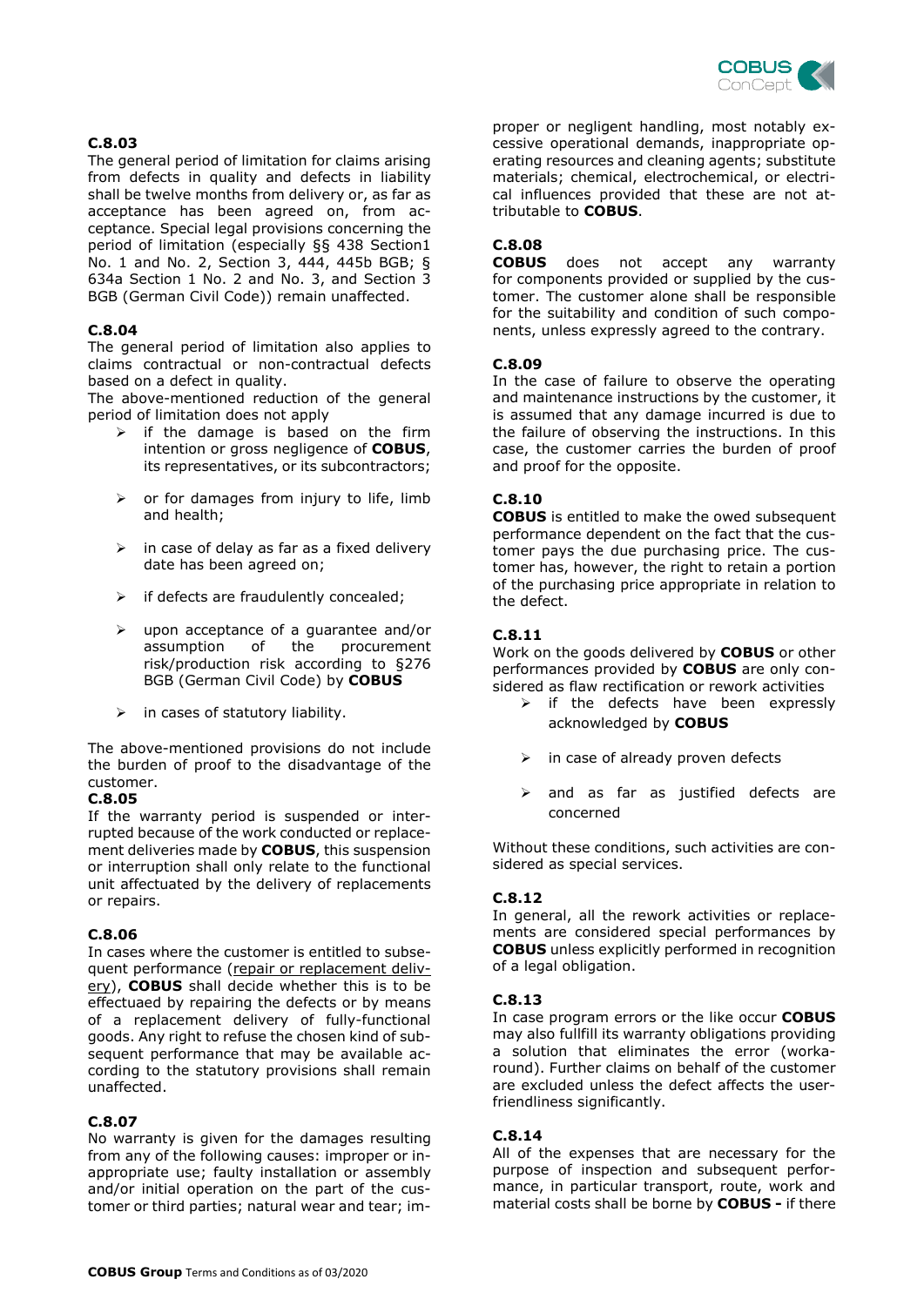**C.8.03**

The general period of limitation for claims arising from defects in quality and defects in liability shall be twelve months from delivery or, as far as acceptance has been agreed on, from acceptance. Special legal provisions concerning the period of limitation (especially §§ 438 Section1 No. 1 and No. 2, Section 3, 444, 445b BGB; § 634a Section 1 No. 2 and No. 3, and Section 3 BGB (German Civil Code)) remain unaffected.

**C.8.04**

The general period of limitation also applies to claims contractual or non-contractual defects based on a defect in quality.

The above-mentioned reduction of the general period of limitation does not apply

- if the damage is based on the firm intention or gross negligence of **COBUS**, its representatives, or its subcontractors;
- or for damages from injury to life, limb and health;
- in case of delay as far as a fixed delivery date has been agreed on;
- if defects are fraudulently concealed;
- upon acceptance of a guarantee and/or assumption of the procurement risk/production risk according to §276 BGB (German Civil Code) by **COBUS**
- in cases of statutory liability.

The above-mentioned provisions do not include the burden of proof to the disadvantage of the customer.

**C.8.05**

If the warranty period is suspended or interrupted because of the work conducted or replacement deliveries made by **COBUS**, this suspension or interruption shall only relate to the functional unit affectuated by the delivery of replacements or repairs.

**C.8.06**

In cases where the customer is entitled to subsequent performance (repair or replacement delivery), **COBUS** shall decide whether this is to be effectuaed by repairing the defects or by means of a replacement delivery of fully-functional goods. Any right to refuse the chosen kind of subsequent performance that may be available according to the statutory provisions shall remain unaffected.

**C.8.07**

No warranty is given for the damages resulting from any of the following causes: improper or inappropriate use; faulty installation or assembly and/or initial operation on the part of the customer or third parties; natural wear and tear; improper or negligent handling, most notably excessive operational demands, inappropriate operating resources and cleaning agents; substitute materials; chemical, electrochemical, or electrical influences provided that these are not attributable to **COBUS**.

**C.8.08**

**COBUS** does not accept any warranty for components provided or supplied by the customer. The customer alone shall be responsible for the suitability and condition of such components, unless expressly agreed to the contrary.

**C.8.09**

In the case of failure to observe the operating and maintenance instructions by the customer, it is assumed that any damage incurred is due to the failure of observing the instructions. In this case, the customer carries the burden of proof and proof for the opposite.

**C.8.10**

**COBUS** is entitled to make the owed subsequent performance dependent on the fact that the customer pays the due purchasing price. The customer has, however, the right to retain a portion of the purchasing price appropriate in relation to the defect.

**C.8.11**

Work on the goods delivered by **COBUS** or other performances provided by **COBUS** are only considered as flaw rectification or rework activities

- if the defects have been expressly acknowledged by **COBUS**
- in case of already proven defects
- and as far as justified defects are concerned

Without these conditions, such activities are considered as special services.

**C.8.12**

In general, all the rework activities or replacements are considered special performances by **COBUS** unless explicitly performed in recognition of a legal obligation.

**C.8.13**

In case program errors or the like occur **COBUS** may also fullfill its warranty obligations providing a solution that eliminates the error (workaround). Further claims on behalf of the customer are excluded unless the defect affects the user-friendliness significantly.

**C.8.14**

All of the expenses that are necessary for the purpose of inspection and subsequent performance, in particular transport, route, work and material costs shall be borne by **COBUS -** if there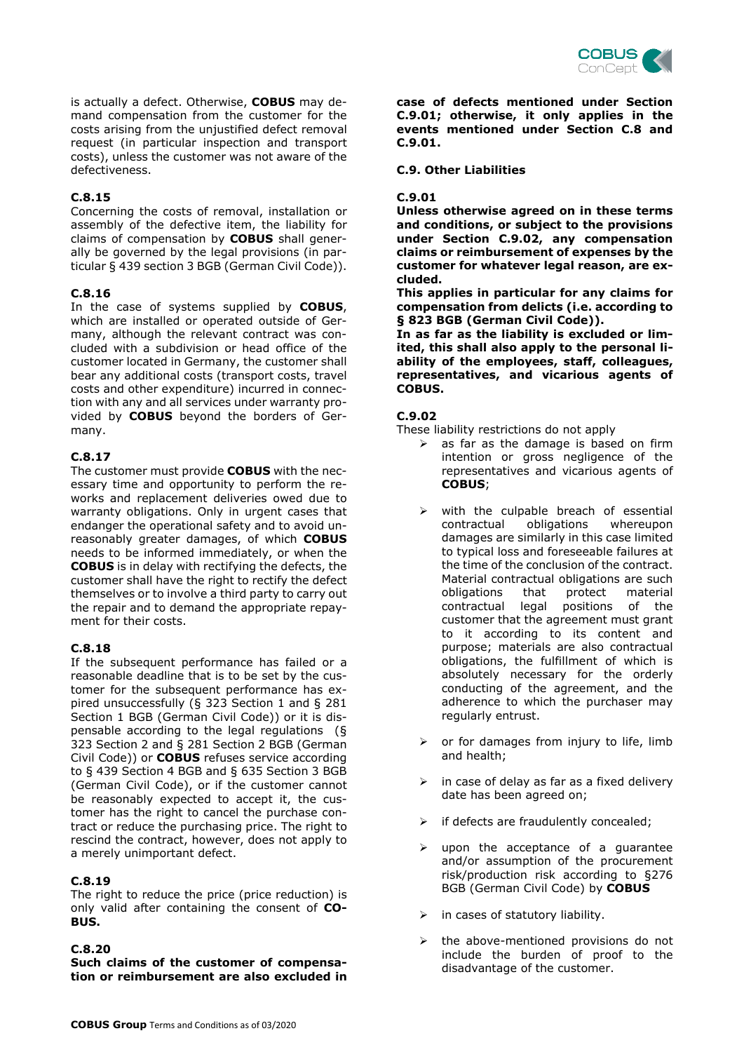is actually a defect. Otherwise, **COBUS** may demand compensation from the customer for the costs arising from the unjustified defect removal request (in particular inspection and transport costs), unless the customer was not aware of the defectiveness.

**C.8.15**
Concerning the costs of removal, installation or assembly of the defective item, the liability for claims of compensation by **COBUS** shall generally be governed by the legal provisions (in particular § 439 section 3 BGB (German Civil Code)).

**C.8.16**
In the case of systems supplied by **COBUS**, which are installed or operated outside of Germany, although the relevant contract was concluded with a subdivision or head office of the customer located in Germany, the customer shall bear any additional costs (transport costs, travel costs and other expenditure) incurred in connection with any and all services under warranty provided by **COBUS** beyond the borders of Germany.

**C.8.17**
The customer must provide **COBUS** with the necessary time and opportunity to perform the reworks and replacement deliveries owed due to warranty obligations. Only in urgent cases that endanger the operational safety and to avoid unreasonably greater damages, of which **COBUS** needs to be informed immediately, or when the **COBUS** is in delay with rectifying the defects, the customer shall have the right to rectify the defect themselves or to involve a third party to carry out the repair and to demand the appropriate repayment for their costs.

**C.8.18**
If the subsequent performance has failed or a reasonable deadline that is to be set by the customer for the subsequent performance has expired unsuccessfully (§ 323 Section 1 and § 281 Section 1 BGB (German Civil Code)) or it is dispensable according to the legal regulations (§ 323 Section 2 and § 281 Section 2 BGB (German Civil Code)) or **COBUS** refuses service according to § 439 Section 4 BGB and § 635 Section 3 BGB (German Civil Code), or if the customer cannot be reasonably expected to accept it, the customer has the right to cancel the purchase contract or reduce the purchasing price. The right to rescind the contract, however, does not apply to a merely unimportant defect.

**C.8.19**
The right to reduce the price (price reduction) is only valid after containing the consent of **COBUS.**

**C.8.20**
**Such claims of the customer of compensation or reimbursement are also excluded in case of defects mentioned under Section C.9.01; otherwise, it only applies in the events mentioned under Section C.8 and C.9.01.**

**C.9. Other Liabilities**

**C.9.01**
**Unless otherwise agreed on in these terms and conditions, or subject to the provisions under Section C.9.02, any compensation claims or reimbursement of expenses by the customer for whatever legal reason, are excluded.**
**This applies in particular for any claims for compensation from delicts (i.e. according to § 823 BGB (German Civil Code)).**
**In as far as the liability is excluded or limited, this shall also apply to the personal liability of the employees, staff, colleagues, representatives, and vicarious agents of COBUS.**

**C.9.02**
These liability restrictions do not apply

- as far as the damage is based on firm intention or gross negligence of the representatives and vicarious agents of **COBUS**;
- with the culpable breach of essential contractual obligations whereupon damages are similarly in this case limited to typical loss and foreseeable failures at the time of the conclusion of the contract. Material contractual obligations are such obligations that protect material contractual legal positions of the customer that the agreement must grant to it according to its content and purpose; materials are also contractual obligations, the fulfillment of which is absolutely necessary for the orderly conducting of the agreement, and the adherence to which the purchaser may regularly entrust.
- or for damages from injury to life, limb and health;
- in case of delay as far as a fixed delivery date has been agreed on;
- if defects are fraudulently concealed;
- upon the acceptance of a guarantee and/or assumption of the procurement risk/production risk according to §276 BGB (German Civil Code) by **COBUS**
- in cases of statutory liability.
- the above-mentioned provisions do not include the burden of proof to the disadvantage of the customer.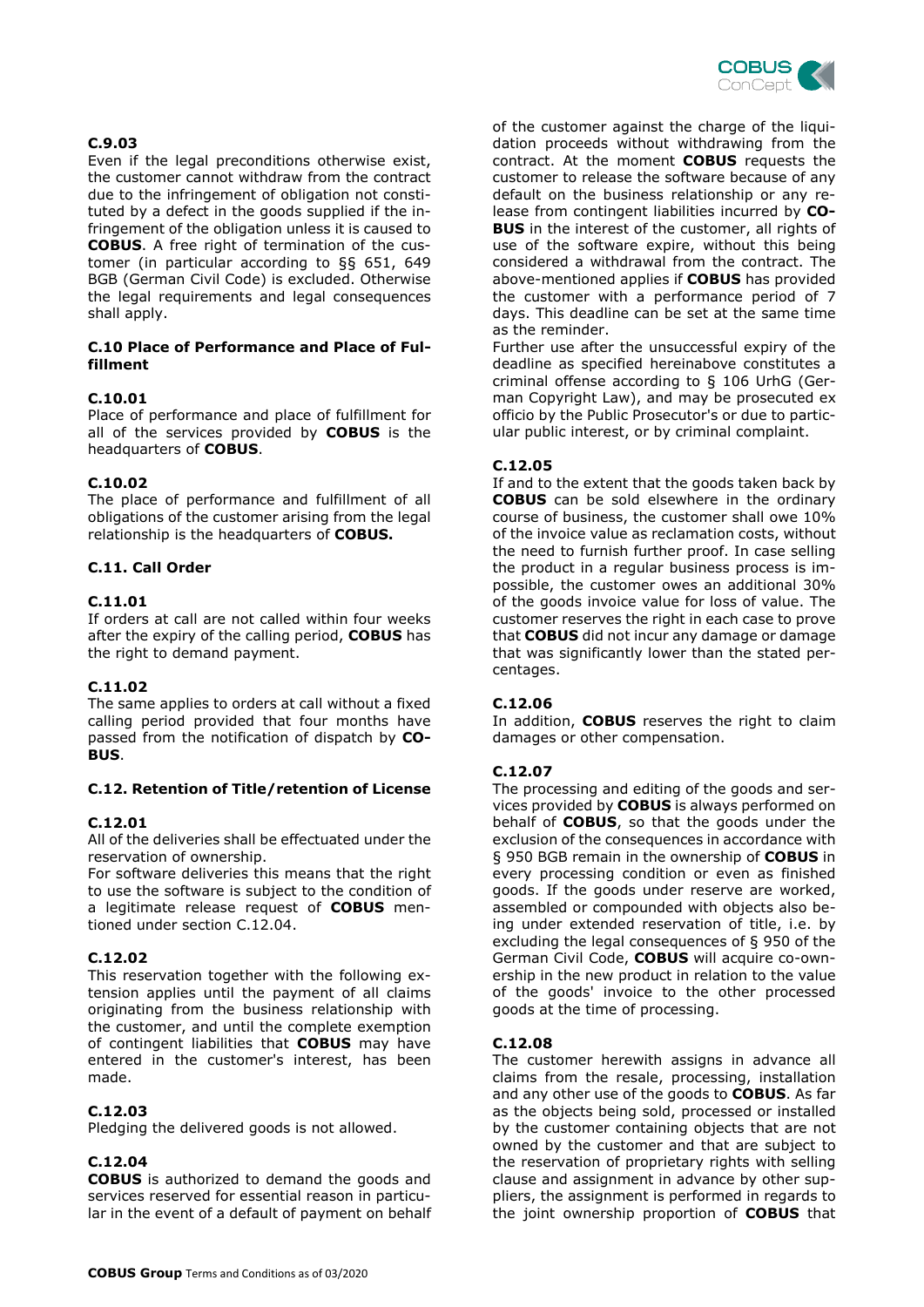#### C.9.03

Even if the legal preconditions otherwise exist, the customer cannot withdraw from the contract due to the infringement of obligation not constituted by a defect in the goods supplied if the infringement of the obligation unless it is caused to **COBUS**. A free right of termination of the customer (in particular according to §§ 651, 649 BGB (German Civil Code) is excluded. Otherwise the legal requirements and legal consequences shall apply.

### C.10 Place of Performance and Place of Fulfillment

#### C.10.01

Place of performance and place of fulfillment for all of the services provided by **COBUS** is the headquarters of **COBUS**.

#### C.10.02

The place of performance and fulfillment of all obligations of the customer arising from the legal relationship is the headquarters of **COBUS.**

### C.11. Call Order

#### C.11.01

If orders at call are not called within four weeks after the expiry of the calling period, **COBUS** has the right to demand payment.

#### C.11.02

The same applies to orders at call without a fixed calling period provided that four months have passed from the notification of dispatch by **COBUS**.

### C.12. Retention of Title/retention of License

#### C.12.01

All of the deliveries shall be effectuated under the reservation of ownership.

For software deliveries this means that the right to use the software is subject to the condition of a legitimate release request of **COBUS** mentioned under section C.12.04.

#### C.12.02

This reservation together with the following extension applies until the payment of all claims originating from the business relationship with the customer, and until the complete exemption of contingent liabilities that **COBUS** may have entered in the customer's interest, has been made.

#### C.12.03

Pledging the delivered goods is not allowed.

#### C.12.04

**COBUS** is authorized to demand the goods and services reserved for essential reason in particular in the event of a default of payment on behalf of the customer against the charge of the liquidation proceeds without withdrawing from the contract. At the moment **COBUS** requests the customer to release the software because of any default on the business relationship or any release from contingent liabilities incurred by **COBUS** in the interest of the customer, all rights of use of the software expire, without this being considered a withdrawal from the contract. The above-mentioned applies if **COBUS** has provided the customer with a performance period of 7 days. This deadline can be set at the same time as the reminder.

Further use after the unsuccessful expiry of the deadline as specified hereinabove constitutes a criminal offense according to § 106 UrhG (German Copyright Law), and may be prosecuted ex officio by the Public Prosecutor's or due to particular public interest, or by criminal complaint.

#### C.12.05

If and to the extent that the goods taken back by **COBUS** can be sold elsewhere in the ordinary course of business, the customer shall owe 10% of the invoice value as reclamation costs, without the need to furnish further proof. In case selling the product in a regular business process is impossible, the customer owes an additional 30% of the goods invoice value for loss of value. The customer reserves the right in each case to prove that **COBUS** did not incur any damage or damage that was significantly lower than the stated percentages.

#### C.12.06

In addition, **COBUS** reserves the right to claim damages or other compensation.

#### C.12.07

The processing and editing of the goods and services provided by **COBUS** is always performed on behalf of **COBUS**, so that the goods under the exclusion of the consequences in accordance with § 950 BGB remain in the ownership of **COBUS** in every processing condition or even as finished goods. If the goods under reserve are worked, assembled or compounded with objects also being under extended reservation of title, i.e. by excluding the legal consequences of § 950 of the German Civil Code, **COBUS** will acquire co-ownership in the new product in relation to the value of the goods' invoice to the other processed goods at the time of processing.

#### C.12.08

The customer herewith assigns in advance all claims from the resale, processing, installation and any other use of the goods to **COBUS**. As far as the objects being sold, processed or installed by the customer containing objects that are not owned by the customer and that are subject to the reservation of proprietary rights with selling clause and assignment in advance by other suppliers, the assignment is performed in regards to the joint ownership proportion of **COBUS** that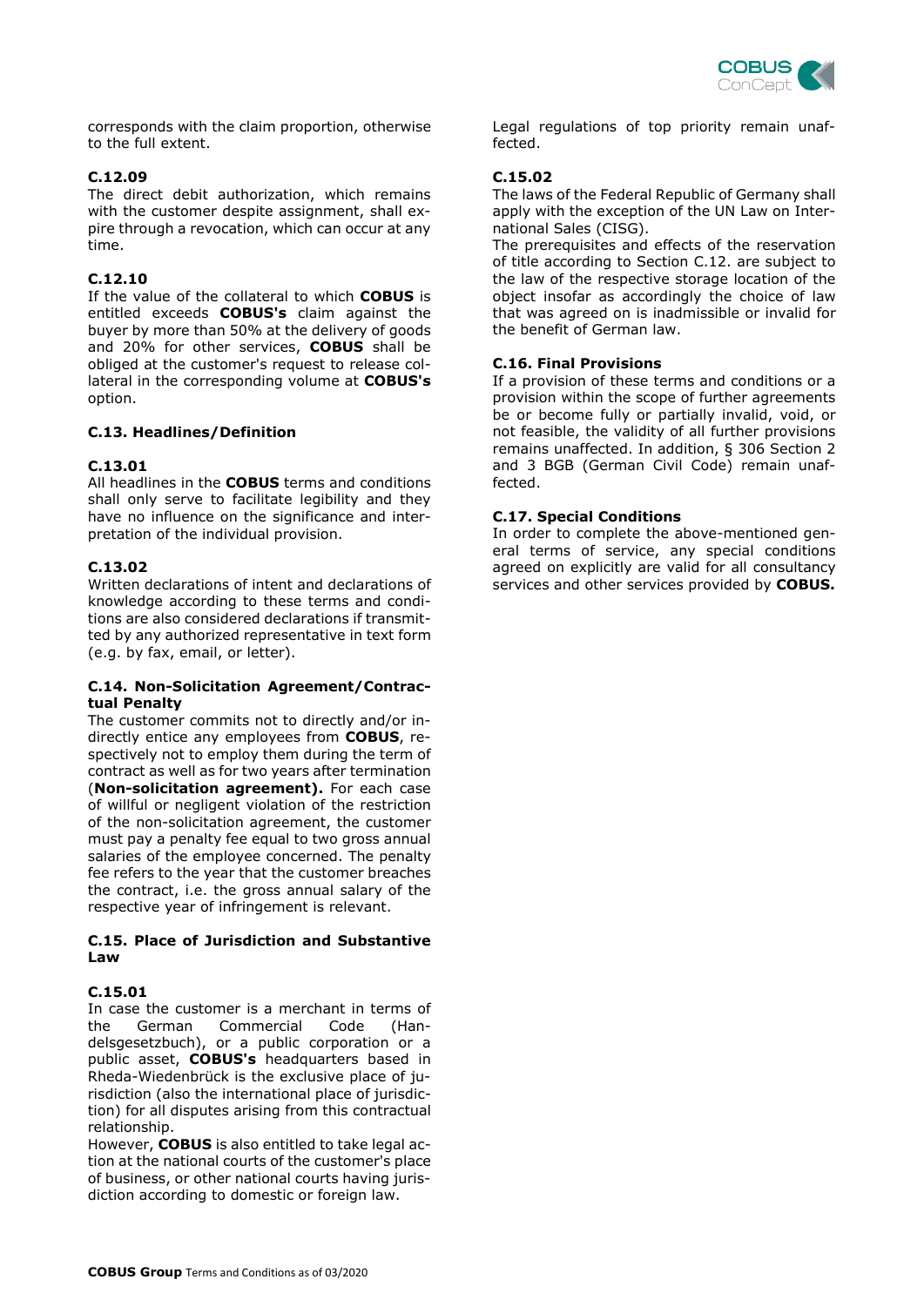corresponds with the claim proportion, otherwise to the full extent.

**C.12.09**

The direct debit authorization, which remains with the customer despite assignment, shall expire through a revocation, which can occur at any time.

**C.12.10**

If the value of the collateral to which **COBUS** is entitled exceeds **COBUS's** claim against the buyer by more than 50% at the delivery of goods and 20% for other services, **COBUS** shall be obliged at the customer's request to release collateral in the corresponding volume at **COBUS's** option.

**C.13. Headlines/Definition**

**C.13.01**

All headlines in the **COBUS** terms and conditions shall only serve to facilitate legibility and they have no influence on the significance and interpretation of the individual provision.

**C.13.02**

Written declarations of intent and declarations of knowledge according to these terms and conditions are also considered declarations if transmitted by any authorized representative in text form (e.g. by fax, email, or letter).

**C.14. Non-Solicitation Agreement/Contractual Penalty**

The customer commits not to directly and/or indirectly entice any employees from **COBUS**, respectively not to employ them during the term of contract as well as for two years after termination (**Non-solicitation agreement).** For each case of willful or negligent violation of the restriction of the non-solicitation agreement, the customer must pay a penalty fee equal to two gross annual salaries of the employee concerned. The penalty fee refers to the year that the customer breaches the contract, i.e. the gross annual salary of the respective year of infringement is relevant.

**C.15. Place of Jurisdiction and Substantive Law**

**C.15.01**

In case the customer is a merchant in terms of the German Commercial Code (Handelsgesetzbuch), or a public corporation or a public asset, **COBUS's** headquarters based in Rheda-Wiedenbrück is the exclusive place of jurisdiction (also the international place of jurisdiction) for all disputes arising from this contractual relationship.

However, **COBUS** is also entitled to take legal action at the national courts of the customer's place of business, or other national courts having jurisdiction according to domestic or foreign law.

Legal regulations of top priority remain unaffected.

**C.15.02**

The laws of the Federal Republic of Germany shall apply with the exception of the UN Law on International Sales (CISG).

The prerequisites and effects of the reservation of title according to Section C.12. are subject to the law of the respective storage location of the object insofar as accordingly the choice of law that was agreed on is inadmissible or invalid for the benefit of German law.

**C.16. Final Provisions**

If a provision of these terms and conditions or a provision within the scope of further agreements be or become fully or partially invalid, void, or not feasible, the validity of all further provisions remains unaffected. In addition, § 306 Section 2 and 3 BGB (German Civil Code) remain unaffected.

**C.17. Special Conditions**

In order to complete the above-mentioned general terms of service, any special conditions agreed on explicitly are valid for all consultancy services and other services provided by **COBUS.**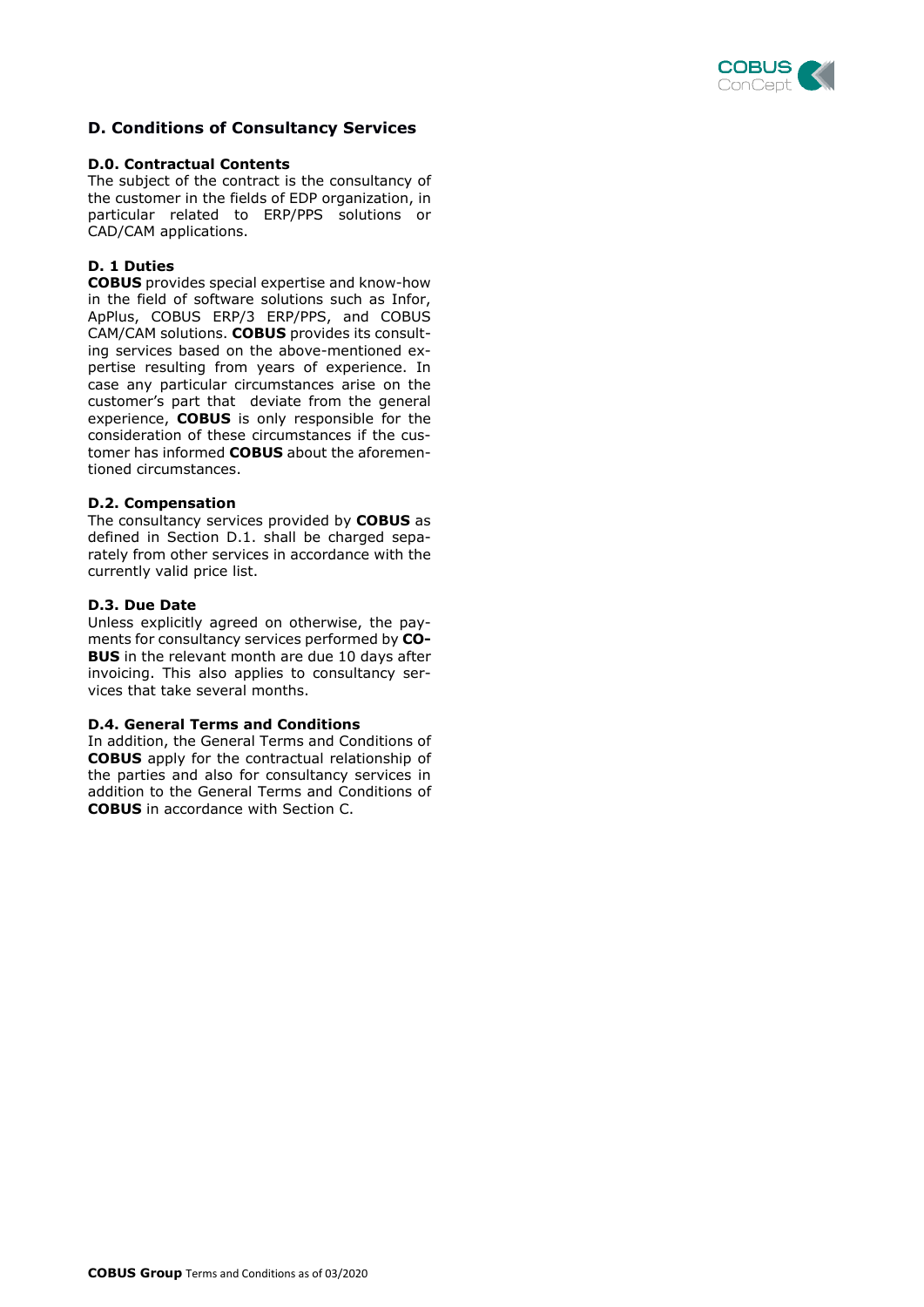## D. Conditions of Consultancy Services

### D.0. Contractual Contents

The subject of the contract is the consultancy of the customer in the fields of EDP organization, in particular related to ERP/PPS solutions or CAD/CAM applications.

### D. 1 Duties

**COBUS** provides special expertise and know-how in the field of software solutions such as Infor, ApPlus, COBUS ERP/3 ERP/PPS, and COBUS CAM/CAM solutions. **COBUS** provides its consulting services based on the above-mentioned expertise resulting from years of experience. In case any particular circumstances arise on the customer's part that deviate from the general experience, **COBUS** is only responsible for the consideration of these circumstances if the customer has informed **COBUS** about the aforementioned circumstances.

### D.2. Compensation

The consultancy services provided by **COBUS** as defined in Section D.1. shall be charged separately from other services in accordance with the currently valid price list.

### D.3. Due Date

Unless explicitly agreed on otherwise, the payments for consultancy services performed by **COBUS** in the relevant month are due 10 days after invoicing. This also applies to consultancy services that take several months.

### D.4. General Terms and Conditions

In addition, the General Terms and Conditions of **COBUS** apply for the contractual relationship of the parties and also for consultancy services in addition to the General Terms and Conditions of **COBUS** in accordance with Section C.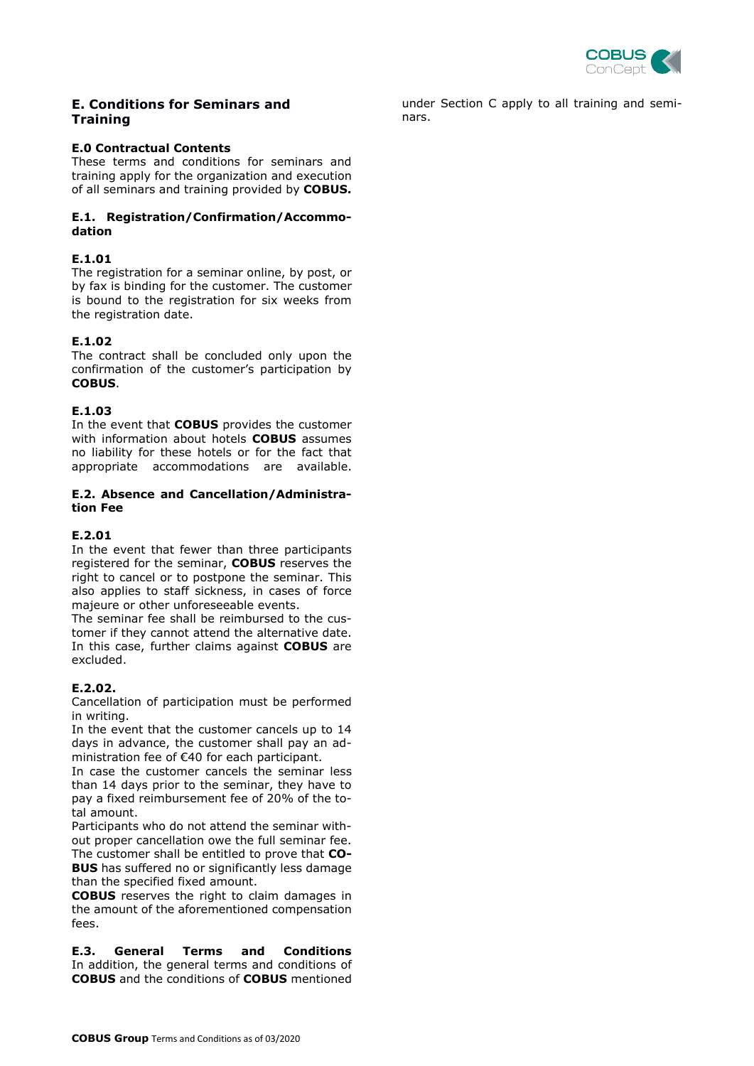## E. Conditions for Seminars and Training

### E.0 Contractual Contents

These terms and conditions for seminars and training apply for the organization and execution of all seminars and training provided by **COBUS.**

### E.1. Registration/Confirmation/Accommodation

#### E.1.01

The registration for a seminar online, by post, or by fax is binding for the customer. The customer is bound to the registration for six weeks from the registration date.

#### E.1.02

The contract shall be concluded only upon the confirmation of the customer's participation by **COBUS**.

#### E.1.03

In the event that **COBUS** provides the customer with information about hotels **COBUS** assumes no liability for these hotels or for the fact that appropriate accommodations are available.

### E.2. Absence and Cancellation/Administration Fee

#### E.2.01

In the event that fewer than three participants registered for the seminar, **COBUS** reserves the right to cancel or to postpone the seminar. This also applies to staff sickness, in cases of force majeure or other unforeseeable events.
The seminar fee shall be reimbursed to the customer if they cannot attend the alternative date. In this case, further claims against **COBUS** are excluded.

#### E.2.02.

Cancellation of participation must be performed in writing.
In the event that the customer cancels up to 14 days in advance, the customer shall pay an administration fee of €40 for each participant.
In case the customer cancels the seminar less than 14 days prior to the seminar, they have to pay a fixed reimbursement fee of 20% of the total amount.
Participants who do not attend the seminar without proper cancellation owe the full seminar fee. The customer shall be entitled to prove that **COBUS** has suffered no or significantly less damage than the specified fixed amount.
**COBUS** reserves the right to claim damages in the amount of the aforementioned compensation fees.

### E.3. General Terms and Conditions

In addition, the general terms and conditions of **COBUS** and the conditions of **COBUS** mentioned under Section C apply to all training and seminars.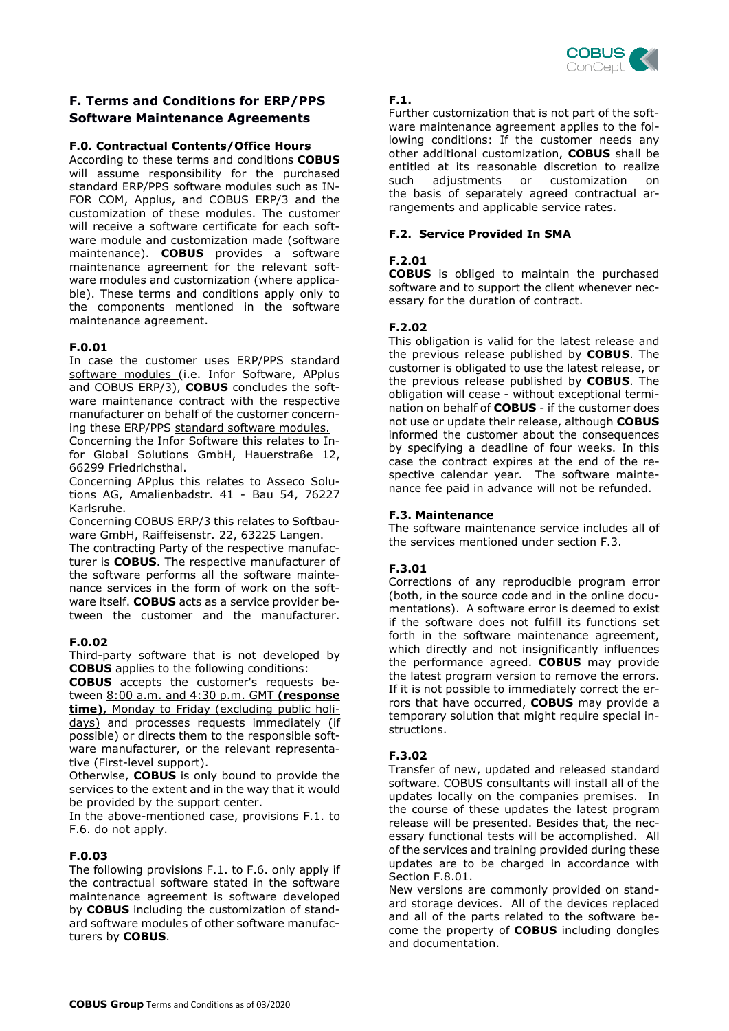## F. Terms and Conditions for ERP/PPS Software Maintenance Agreements

### F.0. Contractual Contents/Office Hours

According to these terms and conditions **COBUS** will assume responsibility for the purchased standard ERP/PPS software modules such as INFOR COM, Applus, and COBUS ERP/3 and the customization of these modules. The customer will receive a software certificate for each software module and customization made (software maintenance). **COBUS** provides a software maintenance agreement for the relevant software modules and customization (where applicable). These terms and conditions apply only to the components mentioned in the software maintenance agreement.

### F.0.01

In case the customer uses ERP/PPS standard software modules (i.e. Infor Software, APplus and COBUS ERP/3), **COBUS** concludes the software maintenance contract with the respective manufacturer on behalf of the customer concerning these ERP/PPS standard software modules.

Concerning the Infor Software this relates to Infor Global Solutions GmbH, Hauerstraße 12, 66299 Friedrichsthal.

Concerning APplus this relates to Asseco Solutions AG, Amalienbadstr. 41 - Bau 54, 76227 Karlsruhe.

Concerning COBUS ERP/3 this relates to Softbauware GmbH, Raiffeisenstr. 22, 63225 Langen.

The contracting Party of the respective manufacturer is **COBUS**. The respective manufacturer of the software performs all the software maintenance services in the form of work on the software itself. **COBUS** acts as a service provider between the customer and the manufacturer.

### F.0.02

Third-party software that is not developed by **COBUS** applies to the following conditions:

**COBUS** accepts the customer's requests between 8:00 a.m. and 4:30 p.m. GMT **(response time),** Monday to Friday (excluding public holidays) and processes requests immediately (if possible) or directs them to the responsible software manufacturer, or the relevant representative (First-level support).

Otherwise, **COBUS** is only bound to provide the services to the extent and in the way that it would be provided by the support center.

In the above-mentioned case, provisions F.1. to F.6. do not apply.

### F.0.03

The following provisions F.1. to F.6. only apply if the contractual software stated in the software maintenance agreement is software developed by **COBUS** including the customization of standard software modules of other software manufacturers by **COBUS**.

### F.1.

Further customization that is not part of the software maintenance agreement applies to the following conditions: If the customer needs any other additional customization, **COBUS** shall be entitled at its reasonable discretion to realize such adjustments or customization on the basis of separately agreed contractual arrangements and applicable service rates.

### F.2. Service Provided In SMA

### F.2.01

**COBUS** is obliged to maintain the purchased software and to support the client whenever necessary for the duration of contract.

### F.2.02

This obligation is valid for the latest release and the previous release published by **COBUS**. The customer is obligated to use the latest release, or the previous release published by **COBUS**. The obligation will cease - without exceptional termination on behalf of **COBUS** - if the customer does not use or update their release, although **COBUS** informed the customer about the consequences by specifying a deadline of four weeks. In this case the contract expires at the end of the respective calendar year. The software maintenance fee paid in advance will not be refunded.

### F.3. Maintenance

The software maintenance service includes all of the services mentioned under section F.3.

### F.3.01

Corrections of any reproducible program error (both, in the source code and in the online documentations). A software error is deemed to exist if the software does not fulfill its functions set forth in the software maintenance agreement, which directly and not insignificantly influences the performance agreed. **COBUS** may provide the latest program version to remove the errors. If it is not possible to immediately correct the errors that have occurred, **COBUS** may provide a temporary solution that might require special instructions.

### F.3.02

Transfer of new, updated and released standard software. COBUS consultants will install all of the updates locally on the companies premises. In the course of these updates the latest program release will be presented. Besides that, the necessary functional tests will be accomplished. All of the services and training provided during these updates are to be charged in accordance with Section F.8.01.

New versions are commonly provided on standard storage devices. All of the devices replaced and all of the parts related to the software become the property of **COBUS** including dongles and documentation.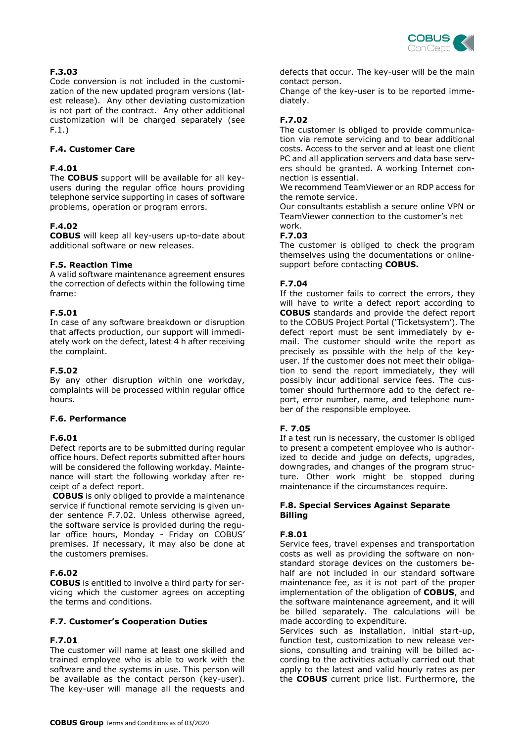**F.3.03**
Code conversion is not included in the customization of the new updated program versions (latest release). Any other deviating customization is not part of the contract. Any other additional customization will be charged separately (see F.1.)

**F.4. Customer Care**

**F.4.01**
The **COBUS** support will be available for all key-users during the regular office hours providing telephone service supporting in cases of software problems, operation or program errors.

**F.4.02**
**COBUS** will keep all key-users up-to-date about additional software or new releases.

**F.5. Reaction Time**
A valid software maintenance agreement ensures the correction of defects within the following time frame:

**F.5.01**
In case of any software breakdown or disruption that affects production, our support will immediately work on the defect, latest 4 h after receiving the complaint.

**F.5.02**
By any other disruption within one workday, complaints will be processed within regular office hours.

**F.6. Performance**

**F.6.01**
Defect reports are to be submitted during regular office hours. Defect reports submitted after hours will be considered the following workday. Maintenance will start the following workday after receipt of a defect report.
**COBUS** is only obliged to provide a maintenance service if functional remote servicing is given under sentence F.7.02. Unless otherwise agreed, the software service is provided during the regular office hours, Monday - Friday on COBUS' premises. If necessary, it may also be done at the customers premises.

**F.6.02**
**COBUS** is entitled to involve a third party for servicing which the customer agrees on accepting the terms and conditions.

**F.7. Customer's Cooperation Duties**

**F.7.01**
The customer will name at least one skilled and trained employee who is able to work with the software and the systems in use. This person will be available as the contact person (key-user). The key-user will manage all the requests and defects that occur. The key-user will be the main contact person.
Change of the key-user is to be reported immediately.

**F.7.02**
The customer is obliged to provide communication via remote servicing and to bear additional costs. Access to the server and at least one client PC and all application servers and data base servers should be granted. A working Internet connection is essential.
We recommend TeamViewer or an RDP access for the remote service.
Our consultants establish a secure online VPN or TeamViewer connection to the customer's net work.

**F.7.03**
The customer is obliged to check the program themselves using the documentations or online-support before contacting **COBUS.**

**F.7.04**
If the customer fails to correct the errors, they will have to write a defect report according to **COBUS** standards and provide the defect report to the COBUS Project Portal ('Ticketsystem'). The defect report must be sent immediately by e-mail. The customer should write the report as precisely as possible with the help of the key-user. If the customer does not meet their obligation to send the report immediately, they will possibly incur additional service fees. The customer should furthermore add to the defect report, error number, name, and telephone number of the responsible employee.

**F. 7.05**
If a test run is necessary, the customer is obliged to present a competent employee who is authorized to decide and judge on defects, upgrades, downgrades, and changes of the program structure. Other work might be stopped during maintenance if the circumstances require.

**F.8. Special Services Against Separate Billing**

**F.8.01**
Service fees, travel expenses and transportation costs as well as providing the software on non-standard storage devices on the customers behalf are not included in our standard software maintenance fee, as it is not part of the proper implementation of the obligation of **COBUS**, and the software maintenance agreement, and it will be billed separately. The calculations will be made according to expenditure.
Services such as installation, initial start-up, function test, customization to new release versions, consulting and training will be billed according to the activities actually carried out that apply to the latest and valid hourly rates as per the **COBUS** current price list. Furthermore, the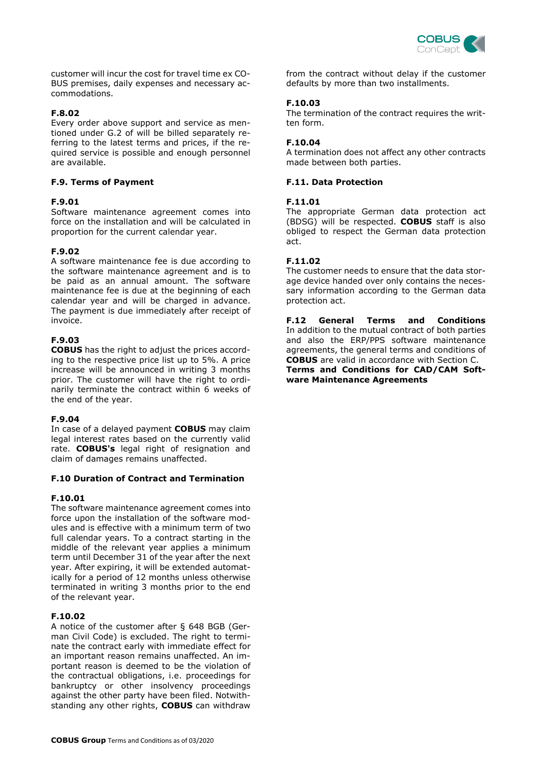customer will incur the cost for travel time ex COBUS premises, daily expenses and necessary accommodations.

**F.8.02**
Every order above support and service as mentioned under G.2 of will be billed separately referring to the latest terms and prices, if the required service is possible and enough personnel are available.

### F.9. Terms of Payment

**F.9.01**
Software maintenance agreement comes into force on the installation and will be calculated in proportion for the current calendar year.

**F.9.02**
A software maintenance fee is due according to the software maintenance agreement and is to be paid as an annual amount. The software maintenance fee is due at the beginning of each calendar year and will be charged in advance. The payment is due immediately after receipt of invoice.

**F.9.03**
**COBUS** has the right to adjust the prices according to the respective price list up to 5%. A price increase will be announced in writing 3 months prior. The customer will have the right to ordinarily terminate the contract within 6 weeks of the end of the year.

**F.9.04**
In case of a delayed payment **COBUS** may claim legal interest rates based on the currently valid rate. **COBUS's** legal right of resignation and claim of damages remains unaffected.

### F.10 Duration of Contract and Termination

**F.10.01**
The software maintenance agreement comes into force upon the installation of the software modules and is effective with a minimum term of two full calendar years. To a contract starting in the middle of the relevant year applies a minimum term until December 31 of the year after the next year. After expiring, it will be extended automatically for a period of 12 months unless otherwise terminated in writing 3 months prior to the end of the relevant year.

**F.10.02**
A notice of the customer after § 648 BGB (German Civil Code) is excluded. The right to terminate the contract early with immediate effect for an important reason remains unaffected. An important reason is deemed to be the violation of the contractual obligations, i.e. proceedings for bankruptcy or other insolvency proceedings against the other party have been filed. Notwithstanding any other rights, **COBUS** can withdraw from the contract without delay if the customer defaults by more than two installments.

**F.10.03**
The termination of the contract requires the written form.

**F.10.04**
A termination does not affect any other contracts made between both parties.

### F.11. Data Protection

**F.11.01**
The appropriate German data protection act (BDSG) will be respected. **COBUS** staff is also obliged to respect the German data protection act.

**F.11.02**
The customer needs to ensure that the data storage device handed over only contains the necessary information according to the German data protection act.

### F.12 General Terms and Conditions

In addition to the mutual contract of both parties and also the ERP/PPS software maintenance agreements, the general terms and conditions of **COBUS** are valid in accordance with Section C.

**Terms and Conditions for CAD/CAM Software Maintenance Agreements**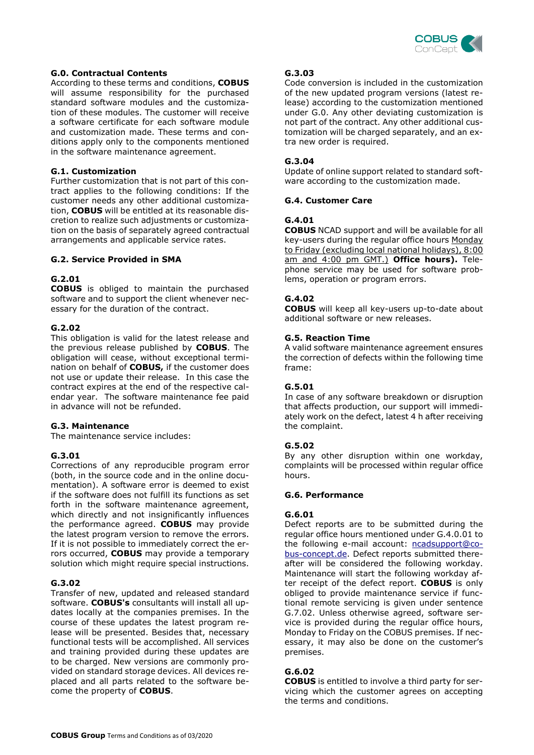**G.0. Contractual Contents**
According to these terms and conditions, **COBUS** will assume responsibility for the purchased standard software modules and the customization of these modules. The customer will receive a software certificate for each software module and customization made. These terms and conditions apply only to the components mentioned in the software maintenance agreement.

**G.1. Customization**
Further customization that is not part of this contract applies to the following conditions: If the customer needs any other additional customization, **COBUS** will be entitled at its reasonable discretion to realize such adjustments or customization on the basis of separately agreed contractual arrangements and applicable service rates.

**G.2. Service Provided in SMA**

**G.2.01**
**COBUS** is obliged to maintain the purchased software and to support the client whenever necessary for the duration of the contract.

**G.2.02**
This obligation is valid for the latest release and the previous release published by **COBUS**. The obligation will cease, without exceptional termination on behalf of **COBUS,** if the customer does not use or update their release. In this case the contract expires at the end of the respective calendar year. The software maintenance fee paid in advance will not be refunded.

**G.3. Maintenance**
The maintenance service includes:

**G.3.01**
Corrections of any reproducible program error (both, in the source code and in the online documentation). A software error is deemed to exist if the software does not fulfill its functions as set forth in the software maintenance agreement, which directly and not insignificantly influences the performance agreed. **COBUS** may provide the latest program version to remove the errors. If it is not possible to immediately correct the errors occurred, **COBUS** may provide a temporary solution which might require special instructions.

**G.3.02**
Transfer of new, updated and released standard software. **COBUS's** consultants will install all updates locally at the companies premises. In the course of these updates the latest program release will be presented. Besides that, necessary functional tests will be accomplished. All services and training provided during these updates are to be charged. New versions are commonly provided on standard storage devices. All devices replaced and all parts related to the software become the property of **COBUS**.

**G.3.03**
Code conversion is included in the customization of the new updated program versions (latest release) according to the customization mentioned under G.0. Any other deviating customization is not part of the contract. Any other additional customization will be charged separately, and an extra new order is required.

**G.3.04**
Update of online support related to standard software according to the customization made.

**G.4. Customer Care**

**G.4.01**
**COBUS** NCAD support and will be available for all key-users during the regular office hours Monday to Friday (excluding local national holidays), 8:00 am and 4:00 pm GMT.) **Office hours).** Telephone service may be used for software problems, operation or program errors.

**G.4.02**
**COBUS** will keep all key-users up-to-date about additional software or new releases.

**G.5. Reaction Time**
A valid software maintenance agreement ensures the correction of defects within the following time frame:

**G.5.01**
In case of any software breakdown or disruption that affects production, our support will immediately work on the defect, latest 4 h after receiving the complaint.

**G.5.02**
By any other disruption within one workday, complaints will be processed within regular office hours.

**G.6. Performance**

**G.6.01**
Defect reports are to be submitted during the regular office hours mentioned under G.4.0.01 to the following e-mail account: ncadsupport@cobus-concept.de. Defect reports submitted thereafter will be considered the following workday. Maintenance will start the following workday after receipt of the defect report. **COBUS** is only obliged to provide maintenance service if functional remote servicing is given under sentence G.7.02. Unless otherwise agreed, software service is provided during the regular office hours, Monday to Friday on the COBUS premises. If necessary, it may also be done on the customer's premises.

**G.6.02**
**COBUS** is entitled to involve a third party for servicing which the customer agrees on accepting the terms and conditions.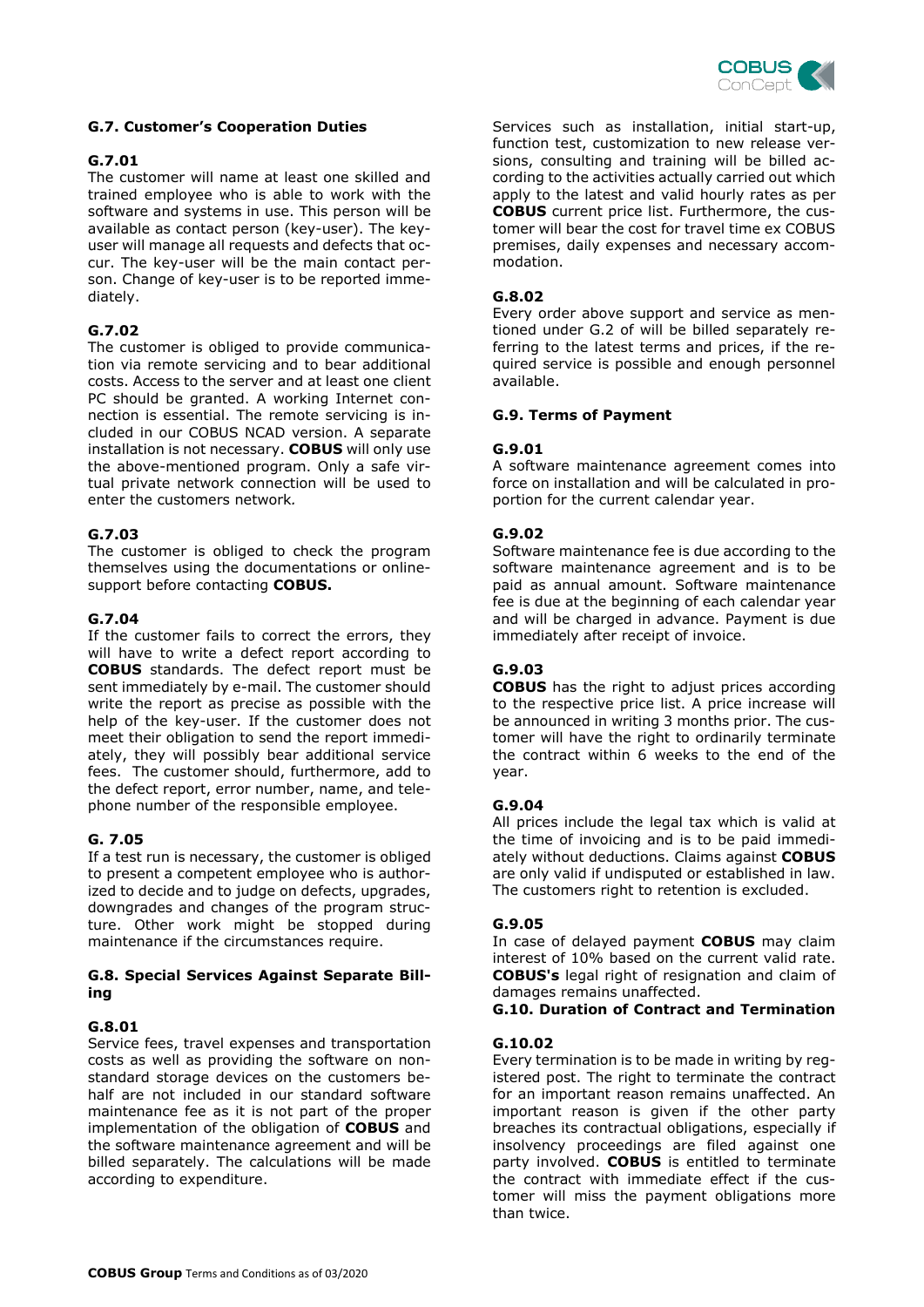### G.7. Customer's Cooperation Duties

#### G.7.01

The customer will name at least one skilled and trained employee who is able to work with the software and systems in use. This person will be available as contact person (key-user). The key-user will manage all requests and defects that occur. The key-user will be the main contact person. Change of key-user is to be reported immediately.

#### G.7.02

The customer is obliged to provide communication via remote servicing and to bear additional costs. Access to the server and at least one client PC should be granted. A working Internet connection is essential. The remote servicing is included in our COBUS NCAD version. A separate installation is not necessary. **COBUS** will only use the above-mentioned program. Only a safe virtual private network connection will be used to enter the customers network.

#### G.7.03

The customer is obliged to check the program themselves using the documentations or online-support before contacting **COBUS.**

#### G.7.04

If the customer fails to correct the errors, they will have to write a defect report according to **COBUS** standards. The defect report must be sent immediately by e-mail. The customer should write the report as precise as possible with the help of the key-user. If the customer does not meet their obligation to send the report immediately, they will possibly bear additional service fees. The customer should, furthermore, add to the defect report, error number, name, and telephone number of the responsible employee.

#### G. 7.05

If a test run is necessary, the customer is obliged to present a competent employee who is authorized to decide and to judge on defects, upgrades, downgrades and changes of the program structure. Other work might be stopped during maintenance if the circumstances require.

### G.8. Special Services Against Separate Billing

#### G.8.01

Service fees, travel expenses and transportation costs as well as providing the software on non-standard storage devices on the customers behalf are not included in our standard software maintenance fee as it is not part of the proper implementation of the obligation of **COBUS** and the software maintenance agreement and will be billed separately. The calculations will be made according to expenditure.

Services such as installation, initial start-up, function test, customization to new release versions, consulting and training will be billed according to the activities actually carried out which apply to the latest and valid hourly rates as per **COBUS** current price list. Furthermore, the customer will bear the cost for travel time ex COBUS premises, daily expenses and necessary accommodation.

#### G.8.02

Every order above support and service as mentioned under G.2 of will be billed separately referring to the latest terms and prices, if the required service is possible and enough personnel available.

### G.9. Terms of Payment

#### G.9.01

A software maintenance agreement comes into force on installation and will be calculated in proportion for the current calendar year.

#### G.9.02

Software maintenance fee is due according to the software maintenance agreement and is to be paid as annual amount. Software maintenance fee is due at the beginning of each calendar year and will be charged in advance. Payment is due immediately after receipt of invoice.

#### G.9.03

**COBUS** has the right to adjust prices according to the respective price list. A price increase will be announced in writing 3 months prior. The customer will have the right to ordinarily terminate the contract within 6 weeks to the end of the year.

#### G.9.04

All prices include the legal tax which is valid at the time of invoicing and is to be paid immediately without deductions. Claims against **COBUS** are only valid if undisputed or established in law. The customers right to retention is excluded.

#### G.9.05

In case of delayed payment **COBUS** may claim interest of 10% based on the current valid rate. **COBUS's** legal right of resignation and claim of damages remains unaffected.

### G.10. Duration of Contract and Termination

#### G.10.02

Every termination is to be made in writing by registered post. The right to terminate the contract for an important reason remains unaffected. An important reason is given if the other party breaches its contractual obligations, especially if insolvency proceedings are filed against one party involved. **COBUS** is entitled to terminate the contract with immediate effect if the customer will miss the payment obligations more than twice.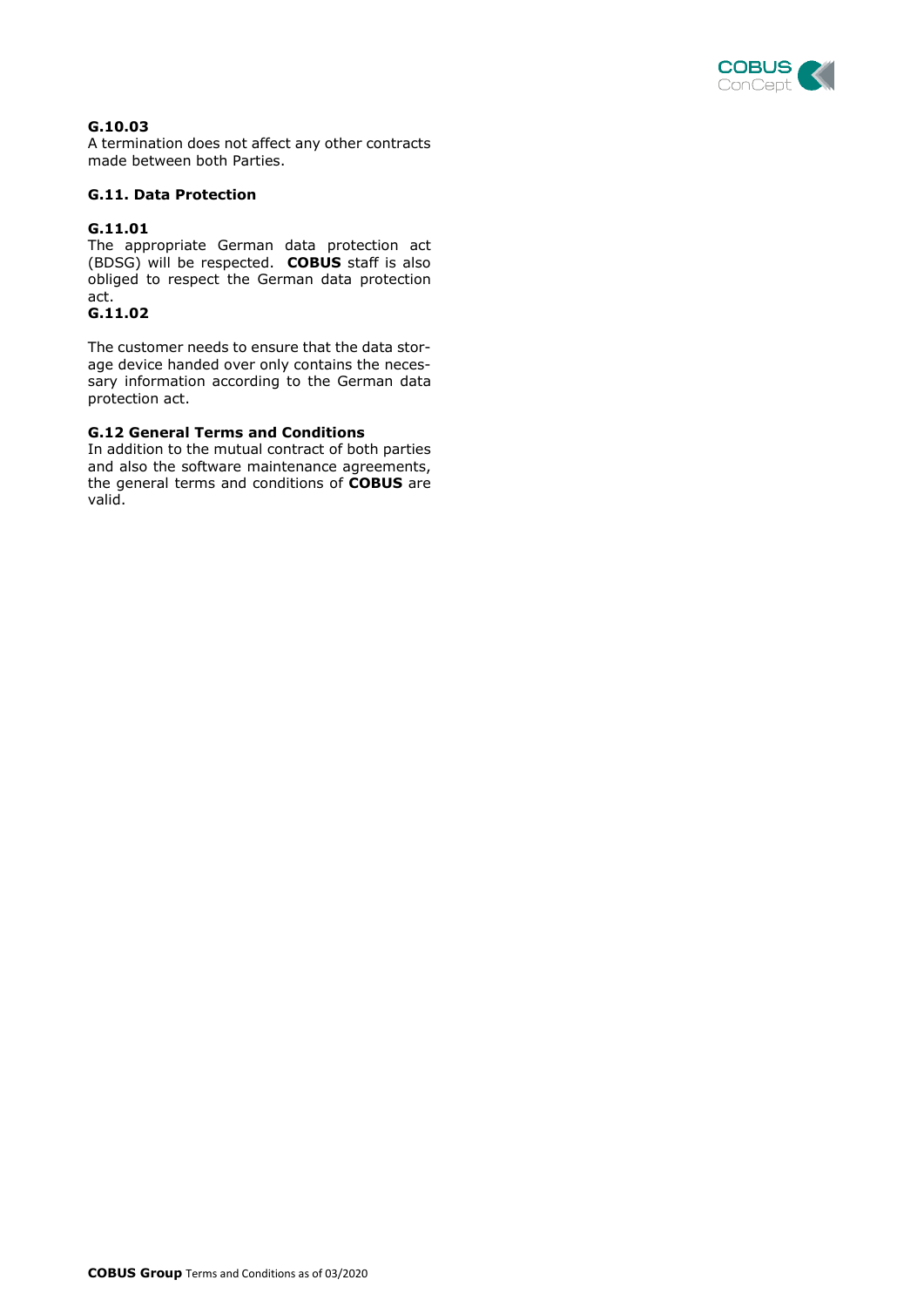**G.10.03**
A termination does not affect any other contracts made between both Parties.

### G.11. Data Protection

**G.11.01**
The appropriate German data protection act (BDSG) will be respected. **COBUS** staff is also obliged to respect the German data protection act.
**G.11.02**

The customer needs to ensure that the data storage device handed over only contains the necessary information according to the German data protection act.

### G.12 General Terms and Conditions

In addition to the mutual contract of both parties and also the software maintenance agreements, the general terms and conditions of **COBUS** are valid.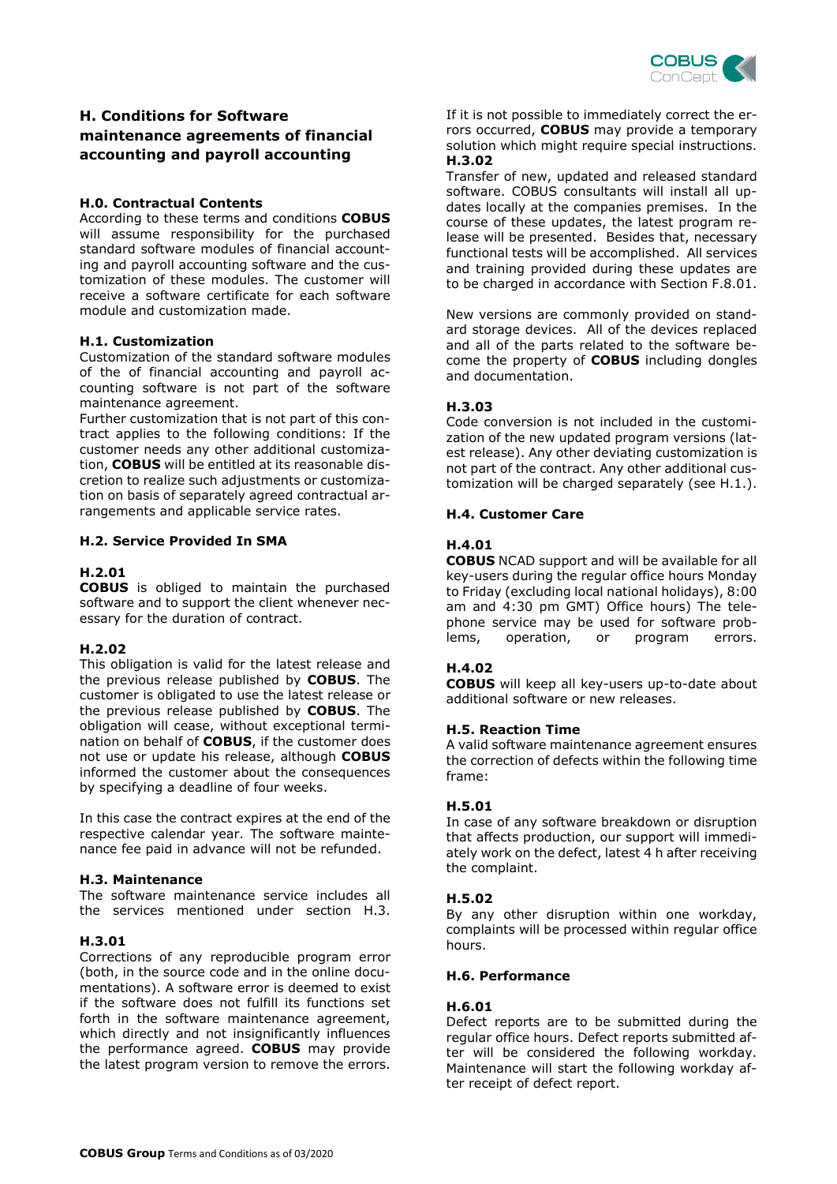## H. Conditions for Software maintenance agreements of financial accounting and payroll accounting

### H.0. Contractual Contents

According to these terms and conditions **COBUS** will assume responsibility for the purchased standard software modules of financial accounting and payroll accounting software and the customization of these modules. The customer will receive a software certificate for each software module and customization made.

### H.1. Customization

Customization of the standard software modules of the of financial accounting and payroll accounting software is not part of the software maintenance agreement.

Further customization that is not part of this contract applies to the following conditions: If the customer needs any other additional customization, **COBUS** will be entitled at its reasonable discretion to realize such adjustments or customization on basis of separately agreed contractual arrangements and applicable service rates.

### H.2. Service Provided In SMA

#### H.2.01

**COBUS** is obliged to maintain the purchased software and to support the client whenever necessary for the duration of contract.

#### H.2.02

This obligation is valid for the latest release and the previous release published by **COBUS**. The customer is obligated to use the latest release or the previous release published by **COBUS**. The obligation will cease, without exceptional termination on behalf of **COBUS**, if the customer does not use or update his release, although **COBUS** informed the customer about the consequences by specifying a deadline of four weeks.

In this case the contract expires at the end of the respective calendar year. The software maintenance fee paid in advance will not be refunded.

### H.3. Maintenance

The software maintenance service includes all the services mentioned under section H.3.

#### H.3.01

Corrections of any reproducible program error (both, in the source code and in the online documentations). A software error is deemed to exist if the software does not fulfill its functions set forth in the software maintenance agreement, which directly and not insignificantly influences the performance agreed. **COBUS** may provide the latest program version to remove the errors.

If it is not possible to immediately correct the errors occurred, **COBUS** may provide a temporary solution which might require special instructions.

#### H.3.02

Transfer of new, updated and released standard software. COBUS consultants will install all updates locally at the companies premises. In the course of these updates, the latest program release will be presented. Besides that, necessary functional tests will be accomplished. All services and training provided during these updates are to be charged in accordance with Section F.8.01.

New versions are commonly provided on standard storage devices. All of the devices replaced and all of the parts related to the software become the property of **COBUS** including dongles and documentation.

#### H.3.03

Code conversion is not included in the customization of the new updated program versions (latest release). Any other deviating customization is not part of the contract. Any other additional customization will be charged separately (see H.1.).

### H.4. Customer Care

#### H.4.01

**COBUS** NCAD support and will be available for all key-users during the regular office hours Monday to Friday (excluding local national holidays), 8:00 am and 4:30 pm GMT) Office hours) The telephone service may be used for software problems, operation, or program errors.

#### H.4.02

**COBUS** will keep all key-users up-to-date about additional software or new releases.

### H.5. Reaction Time

A valid software maintenance agreement ensures the correction of defects within the following time frame:

#### H.5.01

In case of any software breakdown or disruption that affects production, our support will immediately work on the defect, latest 4 h after receiving the complaint.

#### H.5.02

By any other disruption within one workday, complaints will be processed within regular office hours.

### H.6. Performance

#### H.6.01

Defect reports are to be submitted during the regular office hours. Defect reports submitted after will be considered the following workday. Maintenance will start the following workday after receipt of defect report.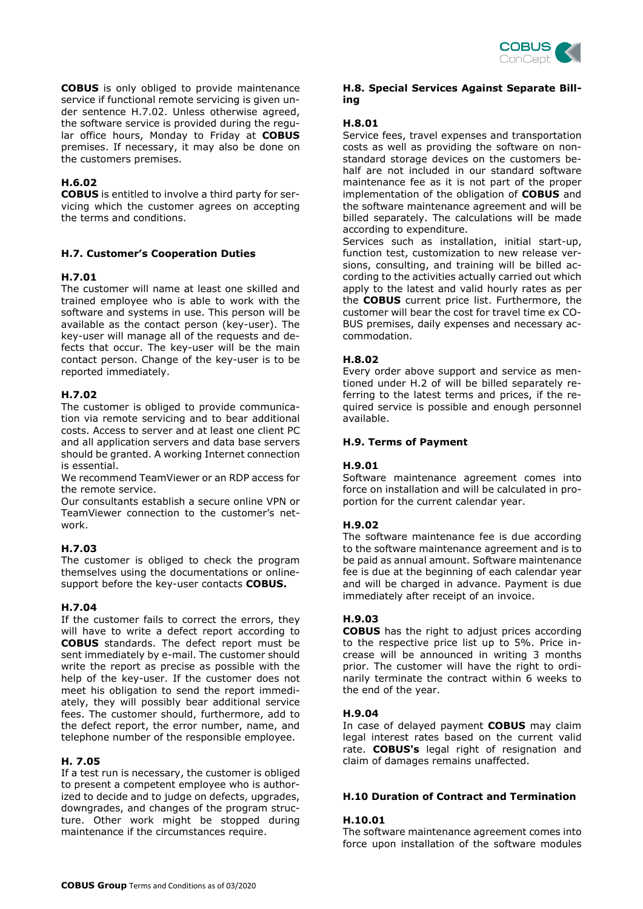**COBUS** is only obliged to provide maintenance service if functional remote servicing is given under sentence H.7.02. Unless otherwise agreed, the software service is provided during the regular office hours, Monday to Friday at **COBUS** premises. If necessary, it may also be done on the customers premises.

#### H.6.02

**COBUS** is entitled to involve a third party for servicing which the customer agrees on accepting the terms and conditions.

### H.7. Customer's Cooperation Duties

#### H.7.01

The customer will name at least one skilled and trained employee who is able to work with the software and systems in use. This person will be available as the contact person (key-user). The key-user will manage all of the requests and defects that occur. The key-user will be the main contact person. Change of the key-user is to be reported immediately.

#### H.7.02

The customer is obliged to provide communication via remote servicing and to bear additional costs. Access to server and at least one client PC and all application servers and data base servers should be granted. A working Internet connection is essential.

We recommend TeamViewer or an RDP access for the remote service.

Our consultants establish a secure online VPN or TeamViewer connection to the customer's network.

#### H.7.03

The customer is obliged to check the program themselves using the documentations or online-support before the key-user contacts **COBUS.**

#### H.7.04

If the customer fails to correct the errors, they will have to write a defect report according to **COBUS** standards. The defect report must be sent immediately by e-mail. The customer should write the report as precise as possible with the help of the key-user. If the customer does not meet his obligation to send the report immediately, they will possibly bear additional service fees. The customer should, furthermore, add to the defect report, the error number, name, and telephone number of the responsible employee.

#### H. 7.05

If a test run is necessary, the customer is obliged to present a competent employee who is authorized to decide and to judge on defects, upgrades, downgrades, and changes of the program structure. Other work might be stopped during maintenance if the circumstances require.

### H.8. Special Services Against Separate Billing

#### H.8.01

Service fees, travel expenses and transportation costs as well as providing the software on non-standard storage devices on the customers behalf are not included in our standard software maintenance fee as it is not part of the proper implementation of the obligation of **COBUS** and the software maintenance agreement and will be billed separately. The calculations will be made according to expenditure.

Services such as installation, initial start-up, function test, customization to new release versions, consulting, and training will be billed according to the activities actually carried out which apply to the latest and valid hourly rates as per the **COBUS** current price list. Furthermore, the customer will bear the cost for travel time ex COBUS premises, daily expenses and necessary accommodation.

#### H.8.02

Every order above support and service as mentioned under H.2 of will be billed separately referring to the latest terms and prices, if the required service is possible and enough personnel available.

### H.9. Terms of Payment

#### H.9.01

Software maintenance agreement comes into force on installation and will be calculated in proportion for the current calendar year.

#### H.9.02

The software maintenance fee is due according to the software maintenance agreement and is to be paid as annual amount. Software maintenance fee is due at the beginning of each calendar year and will be charged in advance. Payment is due immediately after receipt of an invoice.

#### H.9.03

**COBUS** has the right to adjust prices according to the respective price list up to 5%. Price increase will be announced in writing 3 months prior. The customer will have the right to ordinarily terminate the contract within 6 weeks to the end of the year.

#### H.9.04

In case of delayed payment **COBUS** may claim legal interest rates based on the current valid rate. **COBUS's** legal right of resignation and claim of damages remains unaffected.

### H.10 Duration of Contract and Termination

#### H.10.01

The software maintenance agreement comes into force upon installation of the software modules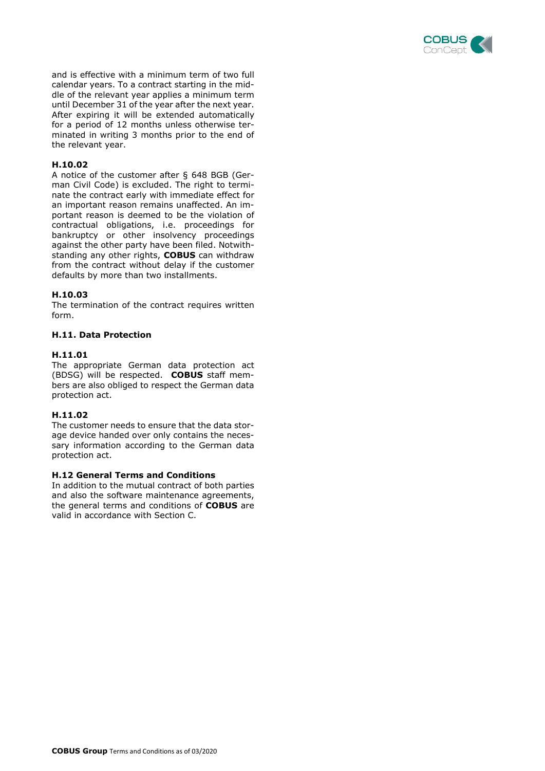and is effective with a minimum term of two full calendar years. To a contract starting in the middle of the relevant year applies a minimum term until December 31 of the year after the next year. After expiring it will be extended automatically for a period of 12 months unless otherwise terminated in writing 3 months prior to the end of the relevant year.

**H.10.02**

A notice of the customer after § 648 BGB (German Civil Code) is excluded. The right to terminate the contract early with immediate effect for an important reason remains unaffected. An important reason is deemed to be the violation of contractual obligations, i.e. proceedings for bankruptcy or other insolvency proceedings against the other party have been filed. Notwithstanding any other rights, **COBUS** can withdraw from the contract without delay if the customer defaults by more than two installments.

**H.10.03**

The termination of the contract requires written form.

### H.11. Data Protection

**H.11.01**

The appropriate German data protection act (BDSG) will be respected. **COBUS** staff members are also obliged to respect the German data protection act.

**H.11.02**

The customer needs to ensure that the data storage device handed over only contains the necessary information according to the German data protection act.

### H.12 General Terms and Conditions

In addition to the mutual contract of both parties and also the software maintenance agreements, the general terms and conditions of **COBUS** are valid in accordance with Section C.